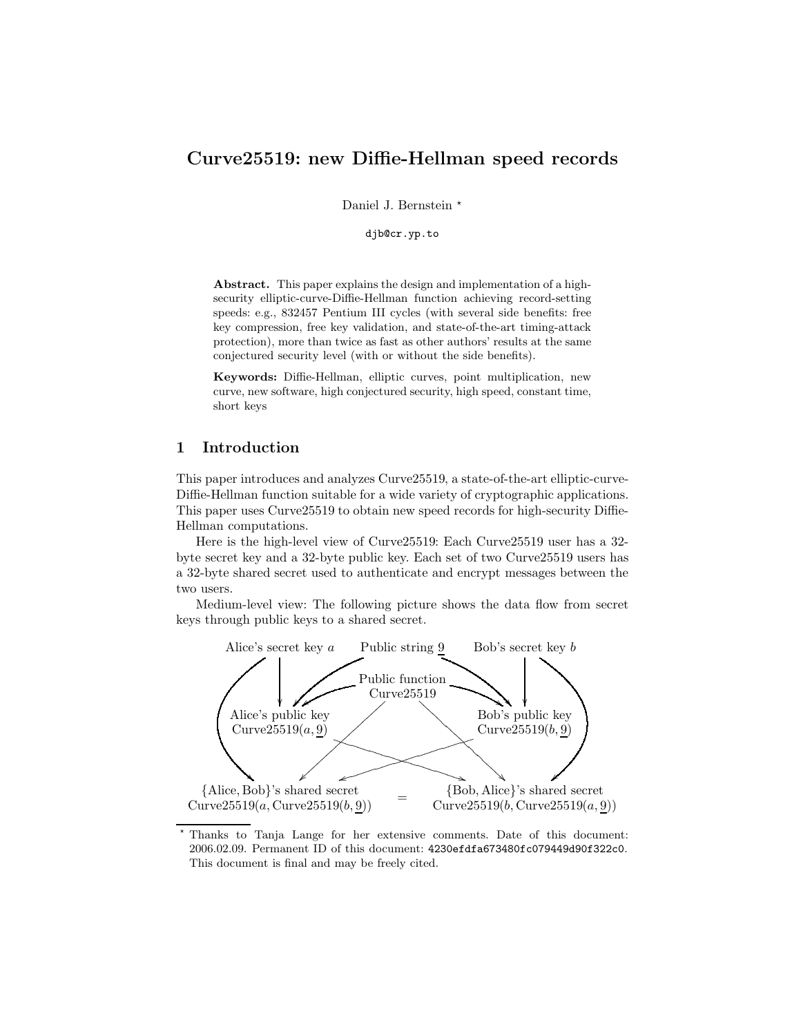# Curve25519: new Diffie-Hellman speed records

Daniel J. Bernstein *

djb@cr.yp.to

**Abstract.** This paper explains the design and implementation of a high-security elliptic-curve-Diffie-Hellman function achieving record-setting speeds: e.g., 832457 Pentium III cycles (with several side benefits: free key compression, free key validation, and state-of-the-art timing-attack protection), more than twice as fast as other authors' results at the same conjectured security level (with or without the side benefits).

**Keywords:** Diffie-Hellman, elliptic curves, point multiplication, new curve, new software, high conjectured security, high speed, constant time, short keys

## 1 Introduction

This paper introduces and analyzes Curve25519, a state-of-the-art elliptic-curve-Diffie-Hellman function suitable for a wide variety of cryptographic applications. This paper uses Curve25519 to obtain new speed records for high-security Diffie-Hellman computations.

Here is the high-level view of Curve25519: Each Curve25519 user has a 32-byte secret key and a 32-byte public key. Each set of two Curve25519 users has a 32-byte shared secret used to authenticate and encrypt messages between the two users.

Medium-level view: The following picture shows the data flow from secret keys through public keys to a shared secret.

Alice's secret key $a$

Public string $\underline{9}$

Bob's secret key $b$

Public function Curve25519

Alice's public key Curve25519($a$, $\underline{9}$)

Bob's public key Curve25519($b$, $\underline{9}$)

{Alice, Bob}'s shared secret Curve25519($a$, Curve25519($b$, $\underline{9}$))

=

{Bob, Alice}'s shared secret Curve25519($b$, Curve25519($a$, $\underline{9}$))

* Thanks to Tanja Lange for her extensive comments. Date of this document: 2006.02.09. Permanent ID of this document: 4230efdfa673480fc079449d90f322c0. This document is final and may be freely cited.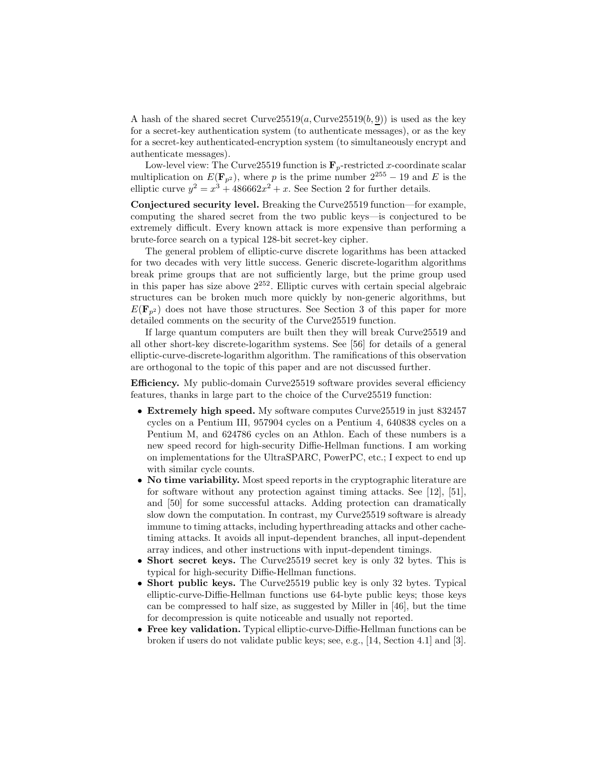A hash of the shared secret Curve25519($a$, Curve25519($b$, $\underline{9}$)) is used as the key for a secret-key authentication system (to authenticate messages), or as the key for a secret-key authenticated-encryption system (to simultaneously encrypt and authenticate messages).

Low-level view: The Curve25519 function is $\mathbf{F}_p$-restricted $x$-coordinate scalar multiplication on $E(\mathbf{F}_{p^2})$, where $p$ is the prime number $2^{255} - 19$ and $E$ is the elliptic curve $y^2 = x^3 + 486662x^2 + x$. See Section 2 for further details.

**Conjectured security level.** Breaking the Curve25519 function—for example, computing the shared secret from the two public keys—is conjectured to be extremely difficult. Every known attack is more expensive than performing a brute-force search on a typical 128-bit secret-key cipher.

The general problem of elliptic-curve discrete logarithms has been attacked for two decades with very little success. Generic discrete-logarithm algorithms break prime groups that are not sufficiently large, but the prime group used in this paper has size above $2^{252}$. Elliptic curves with certain special algebraic structures can be broken much more quickly by non-generic algorithms, but $E(\mathbf{F}_{p^2})$ does not have those structures. See Section 3 of this paper for more detailed comments on the security of the Curve25519 function.

If large quantum computers are built then they will break Curve25519 and all other short-key discrete-logarithm systems. See [56] for details of a general elliptic-curve-discrete-logarithm algorithm. The ramifications of this observation are orthogonal to the topic of this paper and are not discussed further.

**Efficiency.** My public-domain Curve25519 software provides several efficiency features, thanks in large part to the choice of the Curve25519 function:

- **Extremely high speed.** My software computes Curve25519 in just 832457 cycles on a Pentium III, 957904 cycles on a Pentium 4, 640838 cycles on a Pentium M, and 624786 cycles on an Athlon. Each of these numbers is a new speed record for high-security Diffie-Hellman functions. I am working on implementations for the UltraSPARC, PowerPC, etc.; I expect to end up with similar cycle counts.
- **No time variability.** Most speed reports in the cryptographic literature are for software without any protection against timing attacks. See [12], [51], and [50] for some successful attacks. Adding protection can dramatically slow down the computation. In contrast, my Curve25519 software is already immune to timing attacks, including hyperthreading attacks and other cache-timing attacks. It avoids all input-dependent branches, all input-dependent array indices, and other instructions with input-dependent timings.
- **Short secret keys.** The Curve25519 secret key is only 32 bytes. This is typical for high-security Diffie-Hellman functions.
- **Short public keys.** The Curve25519 public key is only 32 bytes. Typical elliptic-curve-Diffie-Hellman functions use 64-byte public keys; those keys can be compressed to half size, as suggested by Miller in [46], but the time for decompression is quite noticeable and usually not reported.
- **Free key validation.** Typical elliptic-curve-Diffie-Hellman functions can be broken if users do not validate public keys; see, e.g., [14, Section 4.1] and [3].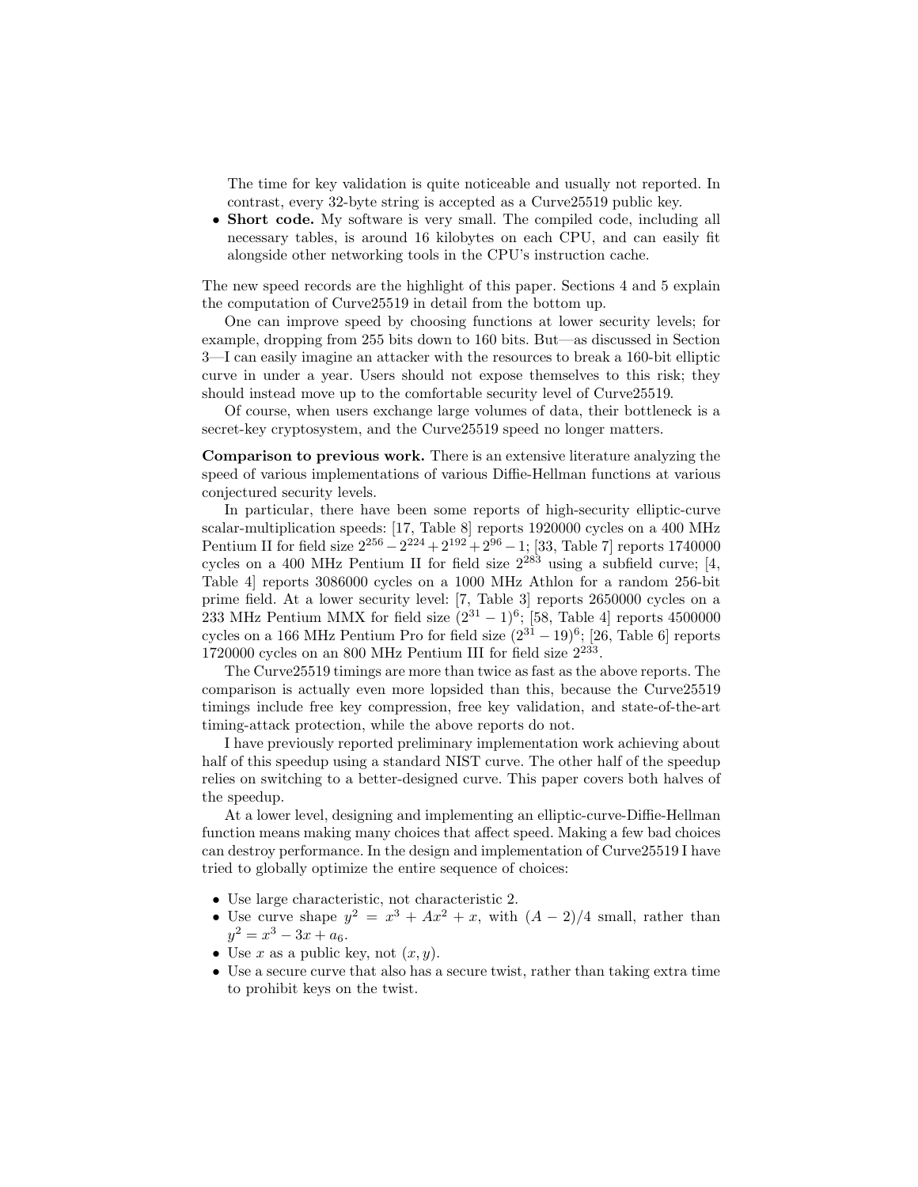The time for key validation is quite noticeable and usually not reported. In contrast, every 32-byte string is accepted as a Curve25519 public key.

- **Short code.** My software is very small. The compiled code, including all necessary tables, is around 16 kilobytes on each CPU, and can easily fit alongside other networking tools in the CPU's instruction cache.

The new speed records are the highlight of this paper. Sections 4 and 5 explain the computation of Curve25519 in detail from the bottom up.

One can improve speed by choosing functions at lower security levels; for example, dropping from 255 bits down to 160 bits. But—as discussed in Section 3—I can easily imagine an attacker with the resources to break a 160-bit elliptic curve in under a year. Users should not expose themselves to this risk; they should instead move up to the comfortable security level of Curve25519.

Of course, when users exchange large volumes of data, their bottleneck is a secret-key cryptosystem, and the Curve25519 speed no longer matters.

**Comparison to previous work.** There is an extensive literature analyzing the speed of various implementations of various Diffie-Hellman functions at various conjectured security levels.

In particular, there have been some reports of high-security elliptic-curve scalar-multiplication speeds: [17, Table 8] reports 1920000 cycles on a 400 MHz Pentium II for field size $2^{256} - 2^{224} + 2^{192} + 2^{96} - 1$; [33, Table 7] reports 1740000 cycles on a 400 MHz Pentium II for field size $2^{283}$ using a subfield curve; [4, Table 4] reports 3086000 cycles on a 1000 MHz Athlon for a random 256-bit prime field. At a lower security level: [7, Table 3] reports 2650000 cycles on a 233 MHz Pentium MMX for field size $(2^{31} - 1)^6$; [58, Table 4] reports 4500000 cycles on a 166 MHz Pentium Pro for field size $(2^{31} - 19)^6$; [26, Table 6] reports 1720000 cycles on an 800 MHz Pentium III for field size $2^{233}$.

The Curve25519 timings are more than twice as fast as the above reports. The comparison is actually even more lopsided than this, because the Curve25519 timings include free key compression, free key validation, and state-of-the-art timing-attack protection, while the above reports do not.

I have previously reported preliminary implementation work achieving about half of this speedup using a standard NIST curve. The other half of the speedup relies on switching to a better-designed curve. This paper covers both halves of the speedup.

At a lower level, designing and implementing an elliptic-curve-Diffie-Hellman function means making many choices that affect speed. Making a few bad choices can destroy performance. In the design and implementation of Curve25519 I have tried to globally optimize the entire sequence of choices:

- Use large characteristic, not characteristic 2.
- Use curve shape $y^2 = x^3 + Ax^2 + x$, with $(A - 2)/4$ small, rather than $y^2 = x^3 - 3x + a_6$.
- Use $x$ as a public key, not $(x, y)$.
- Use a secure curve that also has a secure twist, rather than taking extra time to prohibit keys on the twist.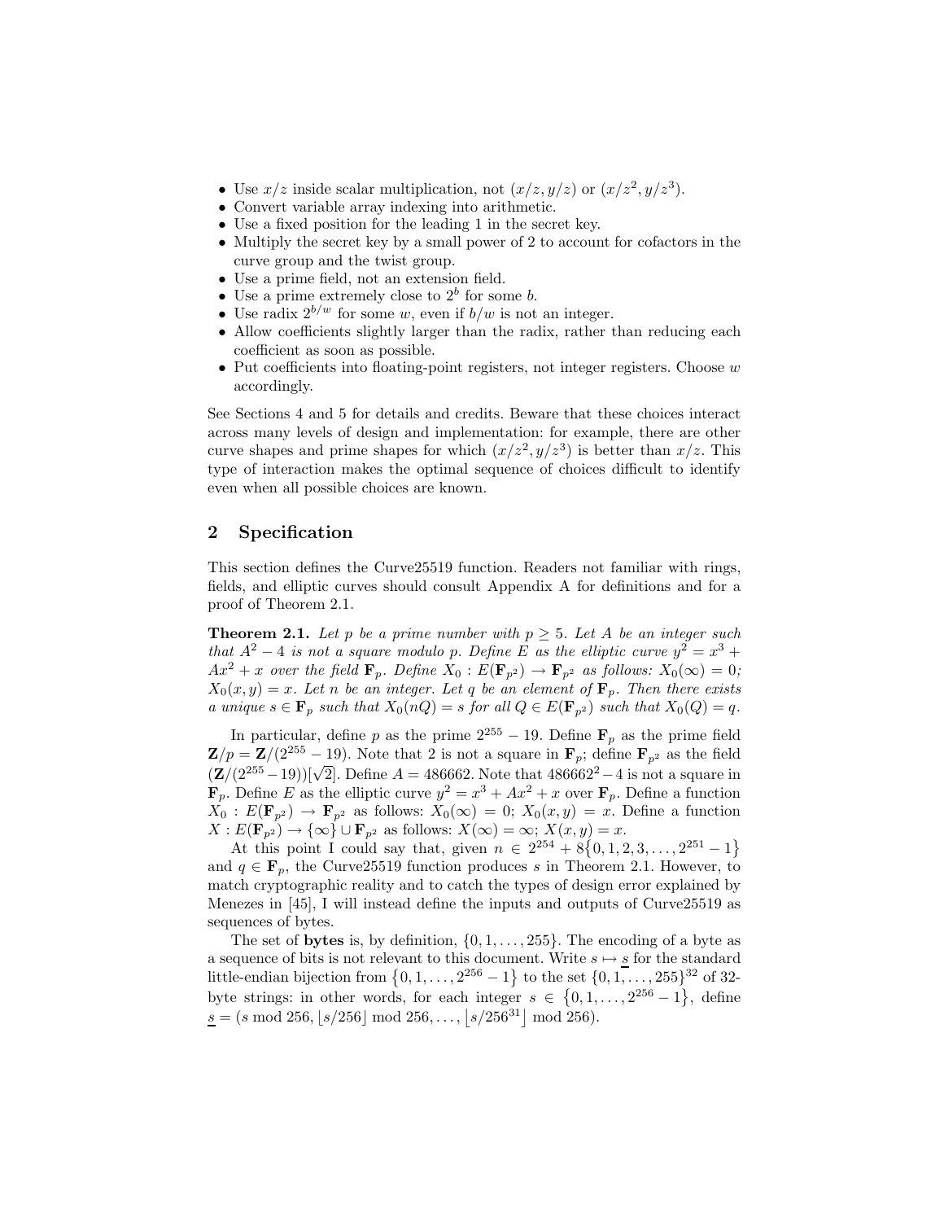- Use $x/z$ inside scalar multiplication, not $(x/z, y/z)$ or $(x/z^2, y/z^3)$.
- Convert variable array indexing into arithmetic.
- Use a fixed position for the leading 1 in the secret key.
- Multiply the secret key by a small power of 2 to account for cofactors in the curve group and the twist group.
- Use a prime field, not an extension field.
- Use a prime extremely close to $2^b$ for some $b$.
- Use radix $2^{b/w}$ for some $w$, even if $b/w$ is not an integer.
- Allow coefficients slightly larger than the radix, rather than reducing each coefficient as soon as possible.
- Put coefficients into floating-point registers, not integer registers. Choose $w$ accordingly.

See Sections 4 and 5 for details and credits. Beware that these choices interact across many levels of design and implementation: for example, there are other curve shapes and prime shapes for which $(x/z^2, y/z^3)$ is better than $x/z$. This type of interaction makes the optimal sequence of choices difficult to identify even when all possible choices are known.

## 2 Specification

This section defines the Curve25519 function. Readers not familiar with rings, fields, and elliptic curves should consult Appendix A for definitions and for a proof of Theorem 2.1.

**Theorem 2.1.** *Let $p$ be a prime number with $p \geq 5$. Let $A$ be an integer such that $A^2 - 4$ is not a square modulo $p$. Define $E$ as the elliptic curve $y^2 = x^3 + Ax^2 + x$ over the field $\mathbf{F}_p$. Define $X_0 : E(\mathbf{F}_{p^2}) \to \mathbf{F}_{p^2}$ as follows: $X_0(\infty) = 0$; $X_0(x, y) = x$. Let $n$ be an integer. Let $q$ be an element of $\mathbf{F}_p$. Then there exists a unique $s \in \mathbf{F}_p$ such that $X_0(nQ) = s$ for all $Q \in E(\mathbf{F}_{p^2})$ such that $X_0(Q) = q$.*

In particular, define $p$ as the prime $2^{255} - 19$. Define $\mathbf{F}_p$ as the prime field $\mathbf{Z}/p = \mathbf{Z}/(2^{255} - 19)$. Note that 2 is not a square in $\mathbf{F}_p$; define $\mathbf{F}_{p^2}$ as the field $(\mathbf{Z}/(2^{255} - 19))[\sqrt{2}]$. Define $A = 486662$. Note that $486662^2 - 4$ is not a square in $\mathbf{F}_p$. Define $E$ as the elliptic curve $y^2 = x^3 + Ax^2 + x$ over $\mathbf{F}_p$. Define a function $X_0 : E(\mathbf{F}_{p^2}) \to \mathbf{F}_{p^2}$ as follows: $X_0(\infty) = 0$; $X_0(x, y) = x$. Define a function $X : E(\mathbf{F}_{p^2}) \to \{\infty\} \cup \mathbf{F}_{p^2}$ as follows: $X(\infty) = \infty$; $X(x, y) = x$.

At this point I could say that, given $n \in 2^{254} + 8\{0, 1, 2, 3, \ldots, 2^{251} - 1\}$ and $q \in \mathbf{F}_p$, the Curve25519 function produces $s$ in Theorem 2.1. However, to match cryptographic reality and to catch the types of design error explained by Menezes in [45], I will instead define the inputs and outputs of Curve25519 as sequences of bytes.

The set of **bytes** is, by definition, $\{0, 1, \ldots, 255\}$. The encoding of a byte as a sequence of bits is not relevant to this document. Write $s \mapsto \underline{s}$ for the standard little-endian bijection from $\{0, 1, \ldots, 2^{256} - 1\}$ to the set $\{0, 1, \ldots, 255\}^{32}$ of 32-byte strings: in other words, for each integer $s \in \{0, 1, \ldots, 2^{256} - 1\}$, define $\underline{s} = (s \bmod 256, \lfloor s/256 \rfloor \bmod 256, \ldots, \lfloor s/256^{31} \rfloor \bmod 256)$.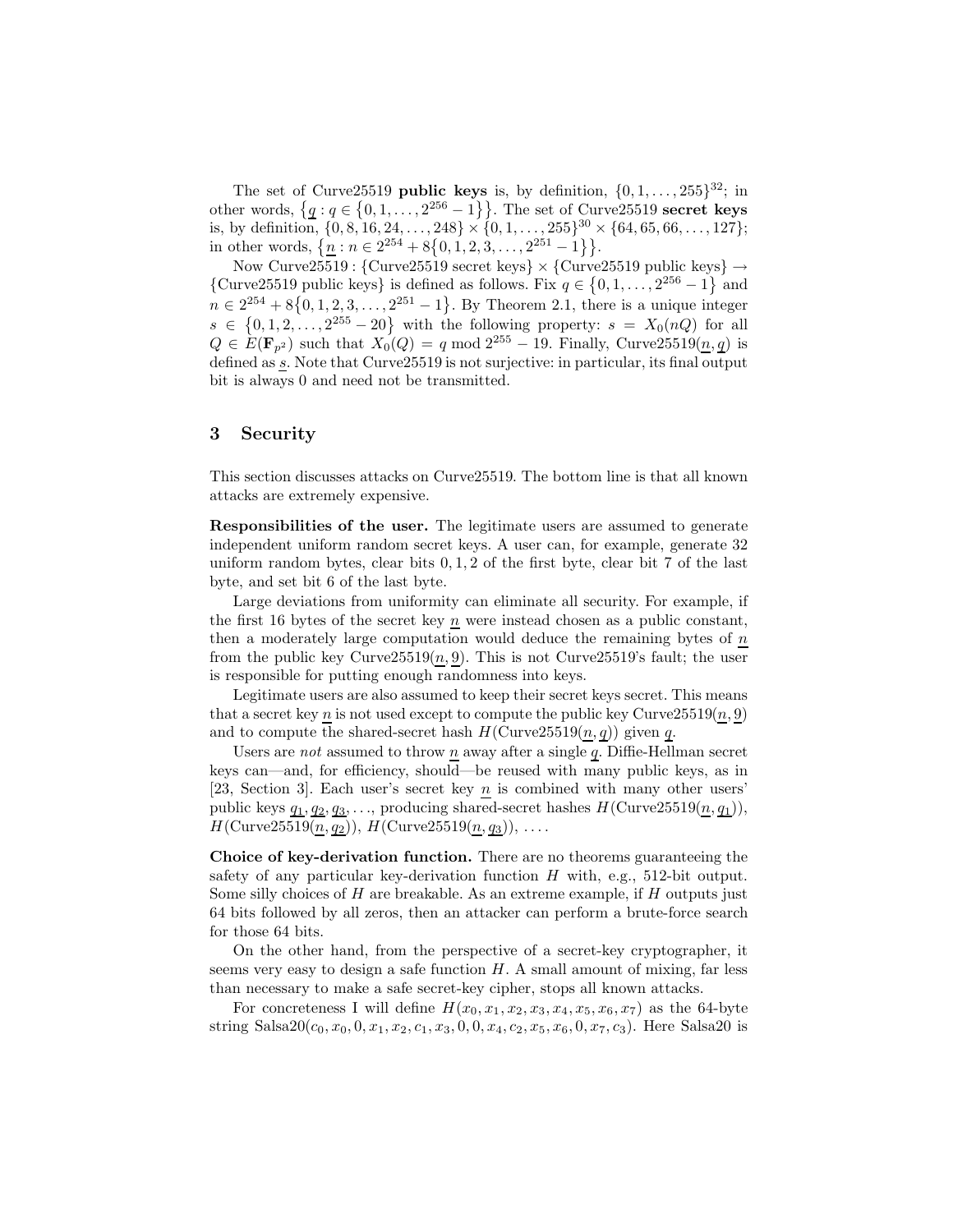The set of Curve25519 **public keys** is, by definition, $\{0, 1, \ldots, 255\}^{32}$; in other words, $\{\underline{q} : q \in \{0, 1, \ldots, 2^{256} - 1\}\}$. The set of Curve25519 **secret keys** is, by definition, $\{0, 8, 16, 24, \ldots, 248\} \times \{0, 1, \ldots, 255\}^{30} \times \{64, 65, 66, \ldots, 127\}$; in other words, $\{\underline{n} : n \in 2^{254} + 8\{0, 1, 2, 3, \ldots, 2^{251} - 1\}\}$.

Now Curve25519 : $\{$Curve25519 secret keys$\} \times \{$Curve25519 public keys$\} \rightarrow \{$Curve25519 public keys$\}$ is defined as follows. Fix $q \in \{0, 1, \ldots, 2^{256} - 1\}$ and $n \in 2^{254} + 8\{0, 1, 2, 3, \ldots, 2^{251} - 1\}$. By Theorem 2.1, there is a unique integer $s \in \{0, 1, 2, \ldots, 2^{255} - 20\}$ with the following property: $s = X_0(nQ)$ for all $Q \in E(\mathbf{F}_{p^2})$ such that $X_0(Q) = q \bmod 2^{255} - 19$. Finally, Curve25519$(\underline{n}, \underline{q})$ is defined as $\underline{s}$. Note that Curve25519 is not surjective: in particular, its final output bit is always 0 and need not be transmitted.

## 3 Security

This section discusses attacks on Curve25519. The bottom line is that all known attacks are extremely expensive.

**Responsibilities of the user.** The legitimate users are assumed to generate independent uniform random secret keys. A user can, for example, generate 32 uniform random bytes, clear bits 0, 1, 2 of the first byte, clear bit 7 of the last byte, and set bit 6 of the last byte.

Large deviations from uniformity can eliminate all security. For example, if the first 16 bytes of the secret key $\underline{n}$ were instead chosen as a public constant, then a moderately large computation would deduce the remaining bytes of $\underline{n}$ from the public key Curve25519$(\underline{n}, \underline{9})$. This is not Curve25519's fault; the user is responsible for putting enough randomness into keys.

Legitimate users are also assumed to keep their secret keys secret. This means that a secret key $\underline{n}$ is not used except to compute the public key Curve25519$(\underline{n}, \underline{9})$ and to compute the shared-secret hash $H($Curve25519$(\underline{n}, \underline{q}))$ given $\underline{q}$.

Users are *not* assumed to throw $\underline{n}$ away after a single $\underline{q}$. Diffie-Hellman secret keys can—and, for efficiency, should—be reused with many public keys, as in [23, Section 3]. Each user's secret key $\underline{n}$ is combined with many other users' public keys $\underline{q_1}, \underline{q_2}, \underline{q_3}, \ldots$, producing shared-secret hashes $H($Curve25519$(\underline{n}, \underline{q_1}))$, $H($Curve25519$(\underline{n}, \underline{q_2}))$, $H($Curve25519$(\underline{n}, \underline{q_3}))$, ....

**Choice of key-derivation function.** There are no theorems guaranteeing the safety of any particular key-derivation function $H$ with, e.g., 512-bit output. Some silly choices of $H$ are breakable. As an extreme example, if $H$ outputs just 64 bits followed by all zeros, then an attacker can perform a brute-force search for those 64 bits.

On the other hand, from the perspective of a secret-key cryptographer, it seems very easy to design a safe function $H$. A small amount of mixing, far less than necessary to make a safe secret-key cipher, stops all known attacks.

For concreteness I will define $H(x_0, x_1, x_2, x_3, x_4, x_5, x_6, x_7)$ as the 64-byte string Salsa20$(c_0, x_0, 0, x_1, x_2, c_1, x_3, 0, 0, x_4, c_2, x_5, x_6, 0, x_7, c_3)$. Here Salsa20 is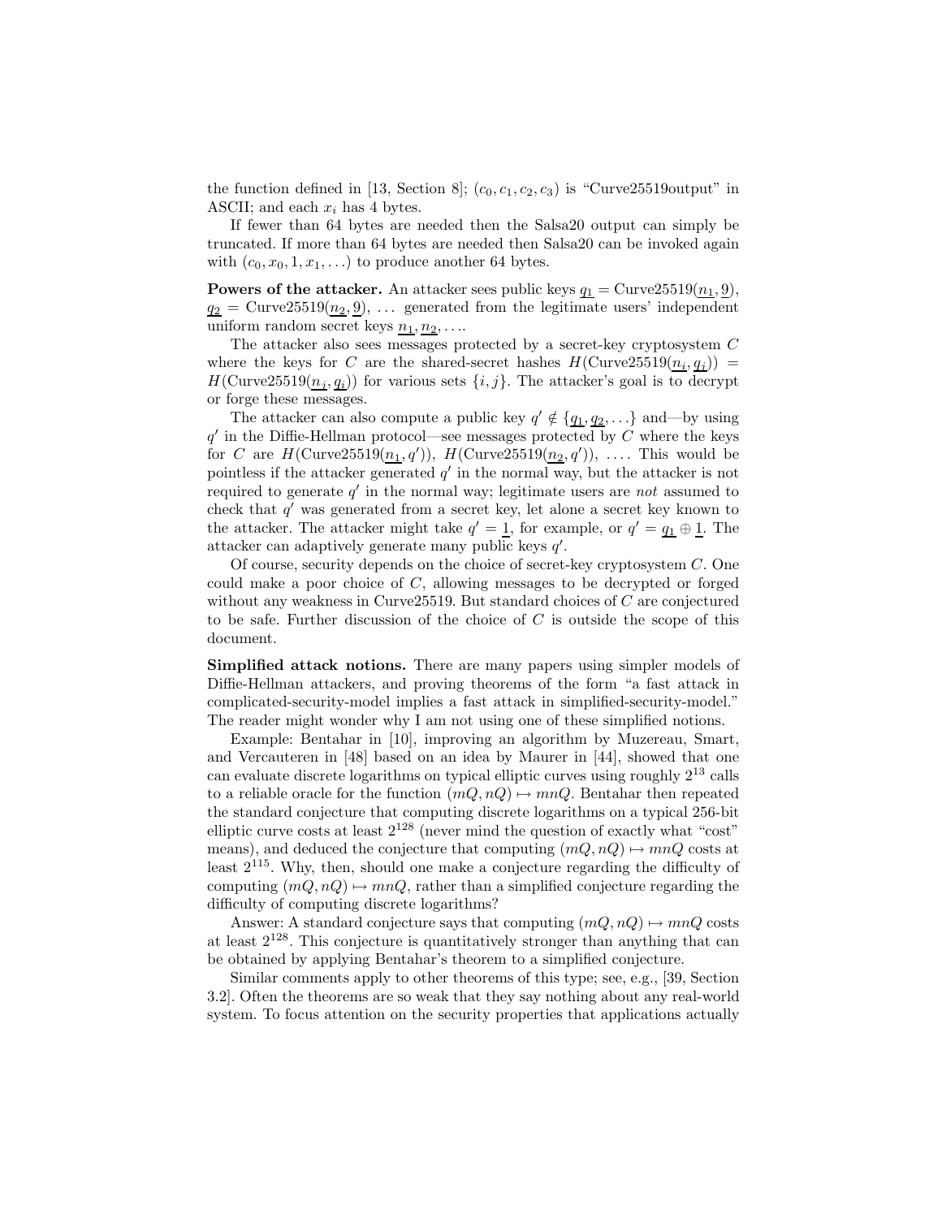the function defined in [13, Section 8]; $(c_0, c_1, c_2, c_3)$ is "Curve25519output" in ASCII; and each $x_i$ has 4 bytes.

If fewer than 64 bytes are needed then the Salsa20 output can simply be truncated. If more than 64 bytes are needed then Salsa20 can be invoked again with $(c_0, x_0, 1, x_1, \ldots)$ to produce another 64 bytes.

**Powers of the attacker.** An attacker sees public keys $\underline{q_1} = \text{Curve25519}(\underline{n_1}, \underline{9})$, $\underline{q_2} = \text{Curve25519}(\underline{n_2}, \underline{9})$, ... generated from the legitimate users' independent uniform random secret keys $\underline{n_1}, \underline{n_2}, \ldots$.

The attacker also sees messages protected by a secret-key cryptosystem $C$ where the keys for $C$ are the shared-secret hashes $H(\text{Curve25519}(\underline{n_i}, \underline{q_j})) = H(\text{Curve25519}(\underline{n_j}, \underline{q_i}))$ for various sets $\{i, j\}$. The attacker's goal is to decrypt or forge these messages.

The attacker can also compute a public key $q' \notin \{\underline{q_1}, \underline{q_2}, \ldots\}$ and—by using $q'$ in the Diffie-Hellman protocol—see messages protected by $C$ where the keys for $C$ are $H(\text{Curve25519}(\underline{n_1}, q'))$, $H(\text{Curve25519}(\underline{n_2}, q'))$, .... This would be pointless if the attacker generated $q'$ in the normal way, but the attacker is not required to generate $q'$ in the normal way; legitimate users are *not* assumed to check that $q'$ was generated from a secret key, let alone a secret key known to the attacker. The attacker might take $q' = \underline{1}$, for example, or $q' = \underline{q_1} \oplus \underline{1}$. The attacker can adaptively generate many public keys $q'$.

Of course, security depends on the choice of secret-key cryptosystem $C$. One could make a poor choice of $C$, allowing messages to be decrypted or forged without any weakness in Curve25519. But standard choices of $C$ are conjectured to be safe. Further discussion of the choice of $C$ is outside the scope of this document.

**Simplified attack notions.** There are many papers using simpler models of Diffie-Hellman attackers, and proving theorems of the form "a fast attack in complicated-security-model implies a fast attack in simplified-security-model." The reader might wonder why I am not using one of these simplified notions.

Example: Bentahar in [10], improving an algorithm by Muzereau, Smart, and Vercauteren in [48] based on an idea by Maurer in [44], showed that one can evaluate discrete logarithms on typical elliptic curves using roughly $2^{13}$ calls to a reliable oracle for the function $(mQ, nQ) \mapsto mnQ$. Bentahar then repeated the standard conjecture that computing discrete logarithms on a typical 256-bit elliptic curve costs at least $2^{128}$ (never mind the question of exactly what "cost" means), and deduced the conjecture that computing $(mQ, nQ) \mapsto mnQ$ costs at least $2^{115}$. Why, then, should one make a conjecture regarding the difficulty of computing $(mQ, nQ) \mapsto mnQ$, rather than a simplified conjecture regarding the difficulty of computing discrete logarithms?

Answer: A standard conjecture says that computing $(mQ, nQ) \mapsto mnQ$ costs at least $2^{128}$. This conjecture is quantitatively stronger than anything that can be obtained by applying Bentahar's theorem to a simplified conjecture.

Similar comments apply to other theorems of this type; see, e.g., [39, Section 3.2]. Often the theorems are so weak that they say nothing about any real-world system. To focus attention on the security properties that applications actually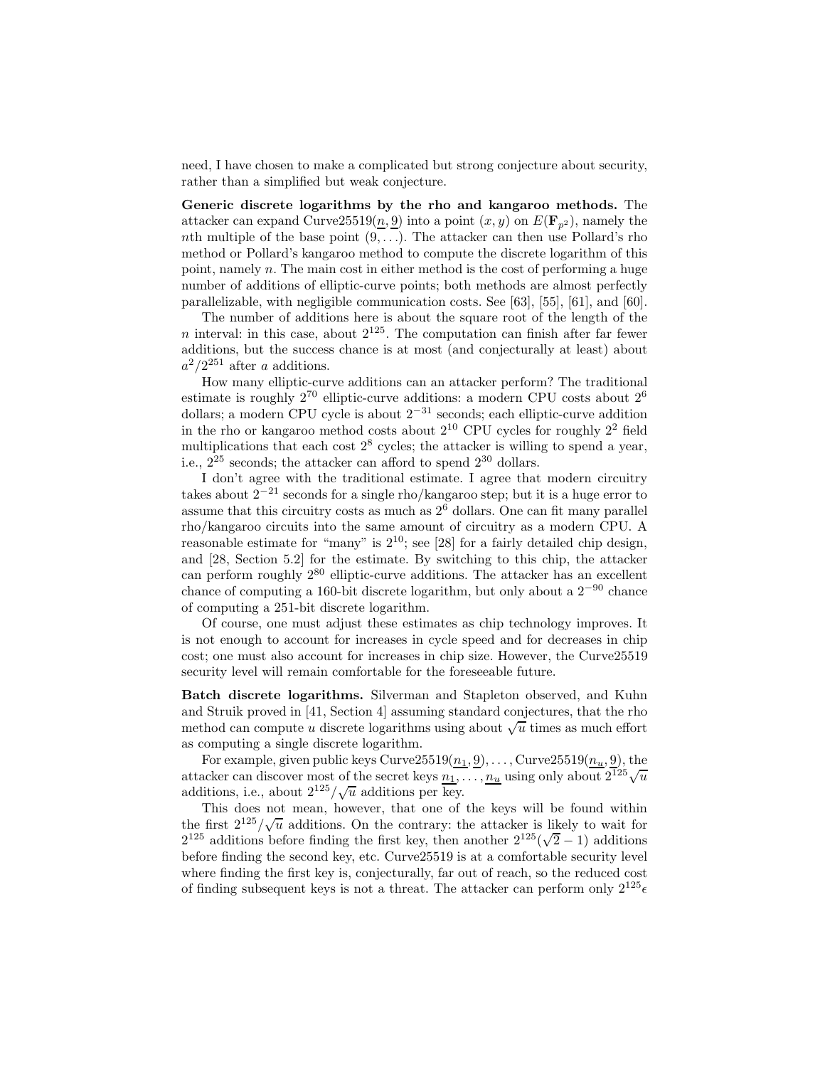need, I have chosen to make a complicated but strong conjecture about security, rather than a simplified but weak conjecture.

**Generic discrete logarithms by the rho and kangaroo methods.** The attacker can expand Curve25519($\underline{n}, \underline{9}$) into a point $(x, y)$ on $E(\mathbf{F}_{p^2})$, namely the $n$th multiple of the base point $(9, \ldots)$. The attacker can then use Pollard's rho method or Pollard's kangaroo method to compute the discrete logarithm of this point, namely $n$. The main cost in either method is the cost of performing a huge number of additions of elliptic-curve points; both methods are almost perfectly parallelizable, with negligible communication costs. See [63], [55], [61], and [60].

The number of additions here is about the square root of the length of the $n$ interval: in this case, about $2^{125}$. The computation can finish after far fewer additions, but the success chance is at most (and conjecturally at least) about $a^2/2^{251}$ after $a$ additions.

How many elliptic-curve additions can an attacker perform? The traditional estimate is roughly $2^{70}$ elliptic-curve additions: a modern CPU costs about $2^6$ dollars; a modern CPU cycle is about $2^{-31}$ seconds; each elliptic-curve addition in the rho or kangaroo method costs about $2^{10}$ CPU cycles for roughly $2^2$ field multiplications that each cost $2^8$ cycles; the attacker is willing to spend a year, i.e., $2^{25}$ seconds; the attacker can afford to spend $2^{30}$ dollars.

I don't agree with the traditional estimate. I agree that modern circuitry takes about $2^{-21}$ seconds for a single rho/kangaroo step; but it is a huge error to assume that this circuitry costs as much as $2^6$ dollars. One can fit many parallel rho/kangaroo circuits into the same amount of circuitry as a modern CPU. A reasonable estimate for "many" is $2^{10}$; see [28] for a fairly detailed chip design, and [28, Section 5.2] for the estimate. By switching to this chip, the attacker can perform roughly $2^{80}$ elliptic-curve additions. The attacker has an excellent chance of computing a 160-bit discrete logarithm, but only about a $2^{-90}$ chance of computing a 251-bit discrete logarithm.

Of course, one must adjust these estimates as chip technology improves. It is not enough to account for increases in cycle speed and for decreases in chip cost; one must also account for increases in chip size. However, the Curve25519 security level will remain comfortable for the foreseeable future.

**Batch discrete logarithms.** Silverman and Stapleton observed, and Kuhn and Struik proved in [41, Section 4] assuming standard conjectures, that the rho method can compute $u$ discrete logarithms using about $\sqrt{u}$ times as much effort as computing a single discrete logarithm.

For example, given public keys Curve25519($\underline{n_1}, \underline{9}$), ..., Curve25519($\underline{n_u}, \underline{9}$), the attacker can discover most of the secret keys $\underline{n_1}, \ldots, \underline{n_u}$ using only about $2^{125}\sqrt{u}$ additions, i.e., about $2^{125}/\sqrt{u}$ additions per key.

This does not mean, however, that one of the keys will be found within the first $2^{125}/\sqrt{u}$ additions. On the contrary: the attacker is likely to wait for $2^{125}$ additions before finding the first key, then another $2^{125}(\sqrt{2} - 1)$ additions before finding the second key, etc. Curve25519 is at a comfortable security level where finding the first key is, conjecturally, far out of reach, so the reduced cost of finding subsequent keys is not a threat. The attacker can perform only $2^{125}\epsilon$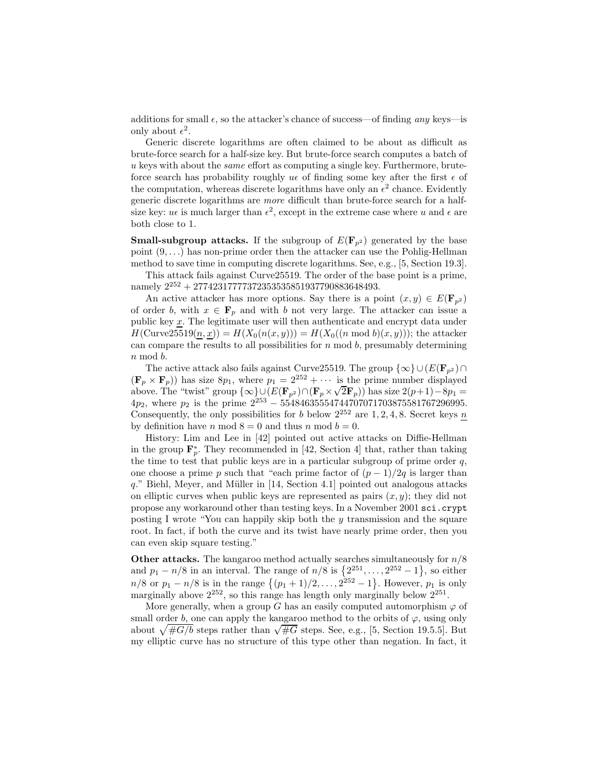additions for small $\epsilon$, so the attacker's chance of success—of finding *any* keys—is only about $\epsilon^2$.

Generic discrete logarithms are often claimed to be about as difficult as brute-force search for a half-size key. But brute-force search computes a batch of $u$ keys with about the *same* effort as computing a single key. Furthermore, brute-force search has probability roughly $u\epsilon$ of finding some key after the first $\epsilon$ of the computation, whereas discrete logarithms have only an $\epsilon^2$ chance. Evidently generic discrete logarithms are *more* difficult than brute-force search for a half-size key: $u\epsilon$ is much larger than $\epsilon^2$, except in the extreme case where $u$ and $\epsilon$ are both close to 1.

**Small-subgroup attacks.** If the subgroup of $E(\mathbf{F}_{p^2})$ generated by the base point $(9, \ldots)$ has non-prime order then the attacker can use the Pohlig-Hellman method to save time in computing discrete logarithms. See, e.g., [5, Section 19.3].

This attack fails against Curve25519. The order of the base point is a prime, namely $2^{252} + 27742317777372353535851937790883648493$.

An active attacker has more options. Say there is a point $(x, y) \in E(\mathbf{F}_{p^2})$ of order $b$, with $x \in \mathbf{F}_p$ and with $b$ not very large. The attacker can issue a public key $\underline{x}$. The legitimate user will then authenticate and encrypt data under $H(\text{Curve25519}(\underline{n}, \underline{x})) = H(X_0(n(x, y))) = H(X_0((n \bmod b)(x, y)))$; the attacker can compare the results to all possibilities for $n \bmod b$, presumably determining $n \bmod b$.

The active attack also fails against Curve25519. The group $\{\infty\} \cup (E(\mathbf{F}_{p^2}) \cap (\mathbf{F}_p \times \mathbf{F}_p))$ has size $8p_1$, where $p_1 = 2^{252} + \cdots$ is the prime number displayed above. The "twist" group $\{\infty\} \cup (E(\mathbf{F}_{p^2}) \cap (\mathbf{F}_p \times \sqrt{2}\mathbf{F}_p))$ has size $2(p+1) - 8p_1 = 4p_2$, where $p_2$ is the prime $2^{253} - 55484635554744707071703875581767296995$. Consequently, the only possibilities for $b$ below $2^{252}$ are $1, 2, 4, 8$. Secret keys $\underline{n}$ by definition have $n \bmod 8 = 0$ and thus $n \bmod b = 0$.

History: Lim and Lee in [42] pointed out active attacks on Diffie-Hellman in the group $\mathbf{F}_p^*$. They recommended in [42, Section 4] that, rather than taking the time to test that public keys are in a particular subgroup of prime order $q$, one choose a prime $p$ such that "each prime factor of $(p-1)/2q$ is larger than $q$." Biehl, Meyer, and Müller in [14, Section 4.1] pointed out analogous attacks on elliptic curves when public keys are represented as pairs $(x, y)$; they did not propose any workaround other than testing keys. In a November 2001 `sci.crypt` posting I wrote "You can happily skip both the $y$ transmission and the square root. In fact, if both the curve and its twist have nearly prime order, then you can even skip square testing."

**Other attacks.** The kangaroo method actually searches simultaneously for $n/8$ and $p_1 - n/8$ in an interval. The range of $n/8$ is $\{2^{251}, \ldots, 2^{252} - 1\}$, so either $n/8$ or $p_1 - n/8$ is in the range $\{(p_1 + 1)/2, \ldots, 2^{252} - 1\}$. However, $p_1$ is only marginally above $2^{252}$, so this range has length only marginally below $2^{251}$.

More generally, when a group $G$ has an easily computed automorphism $\varphi$ of small order $b$, one can apply the kangaroo method to the orbits of $\varphi$, using only about $\sqrt{\#G/b}$ steps rather than $\sqrt{\#G}$ steps. See, e.g., [5, Section 19.5.5]. But my elliptic curve has no structure of this type other than negation. In fact, it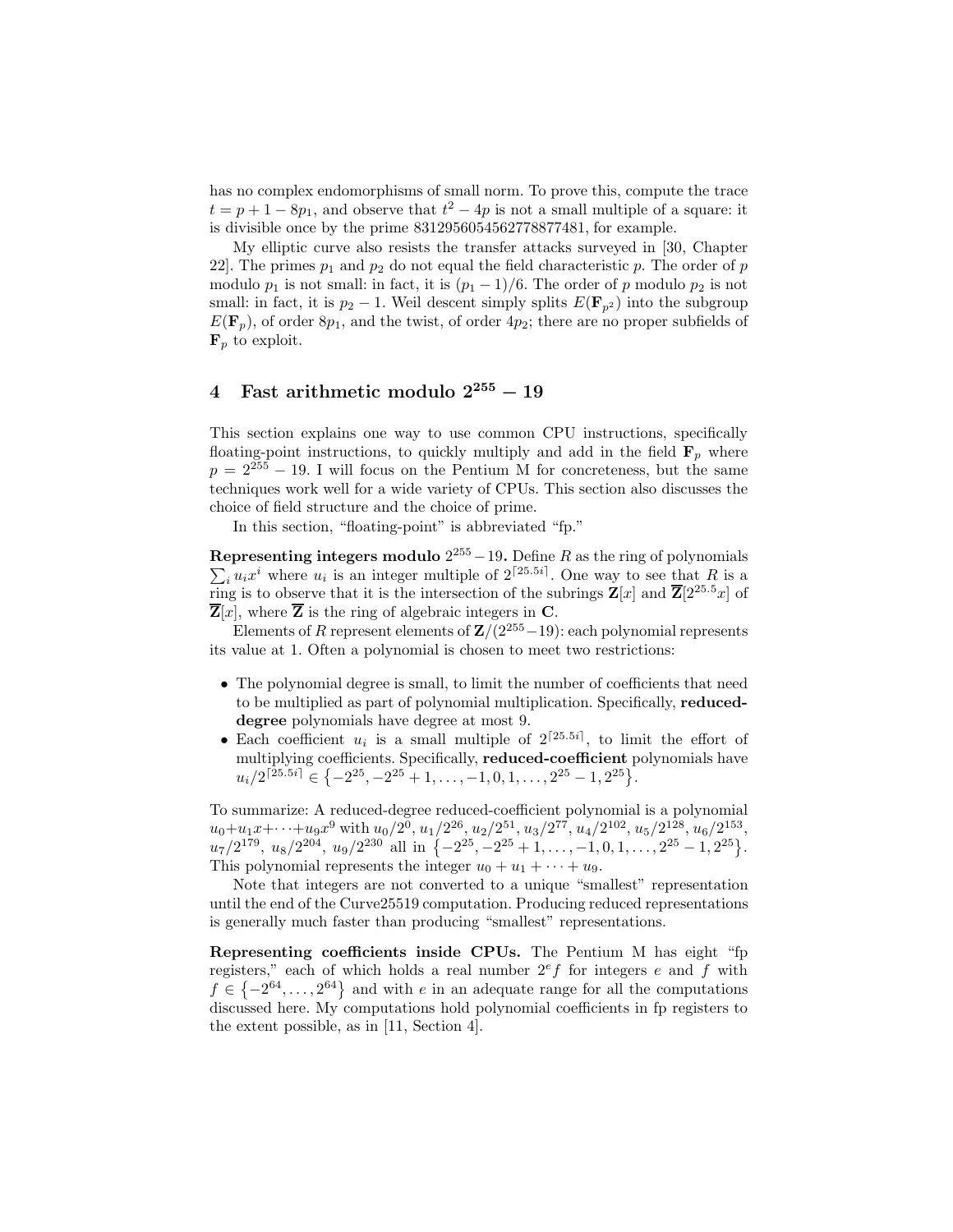has no complex endomorphisms of small norm. To prove this, compute the trace $t = p + 1 - 8p_1$, and observe that $t^2 - 4p$ is not a small multiple of a square: it is divisible once by the prime 8312956054562778877481, for example.

My elliptic curve also resists the transfer attacks surveyed in [30, Chapter 22]. The primes $p_1$ and $p_2$ do not equal the field characteristic $p$. The order of $p$ modulo $p_1$ is not small: in fact, it is $(p_1 - 1)/6$. The order of $p$ modulo $p_2$ is not small: in fact, it is $p_2 - 1$. Weil descent simply splits $E(\mathbf{F}_{p^2})$ into the subgroup $E(\mathbf{F}_p)$, of order $8p_1$, and the twist, of order $4p_2$; there are no proper subfields of $\mathbf{F}_p$ to exploit.

## 4 Fast arithmetic modulo $2^{255} - 19$

This section explains one way to use common CPU instructions, specifically floating-point instructions, to quickly multiply and add in the field $\mathbf{F}_p$ where $p = 2^{255} - 19$. I will focus on the Pentium M for concreteness, but the same techniques work well for a wide variety of CPUs. This section also discusses the choice of field structure and the choice of prime.

In this section, "floating-point" is abbreviated "fp."

**Representing integers modulo $2^{255} - 19$.** Define $R$ as the ring of polynomials $\sum_i u_i x^i$ where $u_i$ is an integer multiple of $2^{\lceil 25.5i \rceil}$. One way to see that $R$ is a ring is to observe that it is the intersection of the subrings $\mathbf{Z}[x]$ and $\overline{\mathbf{Z}}[2^{25.5}x]$ of $\overline{\mathbf{Z}}[x]$, where $\overline{\mathbf{Z}}$ is the ring of algebraic integers in $\mathbf{C}$.

Elements of $R$ represent elements of $\mathbf{Z}/(2^{255} - 19)$: each polynomial represents its value at 1. Often a polynomial is chosen to meet two restrictions:

- The polynomial degree is small, to limit the number of coefficients that need to be multiplied as part of polynomial multiplication. Specifically, **reduced-degree** polynomials have degree at most 9.
- Each coefficient $u_i$ is a small multiple of $2^{\lceil 25.5i \rceil}$, to limit the effort of multiplying coefficients. Specifically, **reduced-coefficient** polynomials have $u_i / 2^{\lceil 25.5i \rceil} \in \{-2^{25}, -2^{25} + 1, \ldots, -1, 0, 1, \ldots, 2^{25} - 1, 2^{25}\}$.

To summarize: A reduced-degree reduced-coefficient polynomial is a polynomial $u_0 + u_1 x + \cdots + u_9 x^9$ with $u_0/2^0$, $u_1/2^{26}$, $u_2/2^{51}$, $u_3/2^{77}$, $u_4/2^{102}$, $u_5/2^{128}$, $u_6/2^{153}$, $u_7/2^{179}$, $u_8/2^{204}$, $u_9/2^{230}$ all in $\{-2^{25}, -2^{25} + 1, \ldots, -1, 0, 1, \ldots, 2^{25} - 1, 2^{25}\}$. This polynomial represents the integer $u_0 + u_1 + \cdots + u_9$.

Note that integers are not converted to a unique "smallest" representation until the end of the Curve25519 computation. Producing reduced representations is generally much faster than producing "smallest" representations.

**Representing coefficients inside CPUs.** The Pentium M has eight "fp registers," each of which holds a real number $2^e f$ for integers $e$ and $f$ with $f \in \{-2^{64}, \ldots, 2^{64}\}$ and with $e$ in an adequate range for all the computations discussed here. My computations hold polynomial coefficients in fp registers to the extent possible, as in [11, Section 4].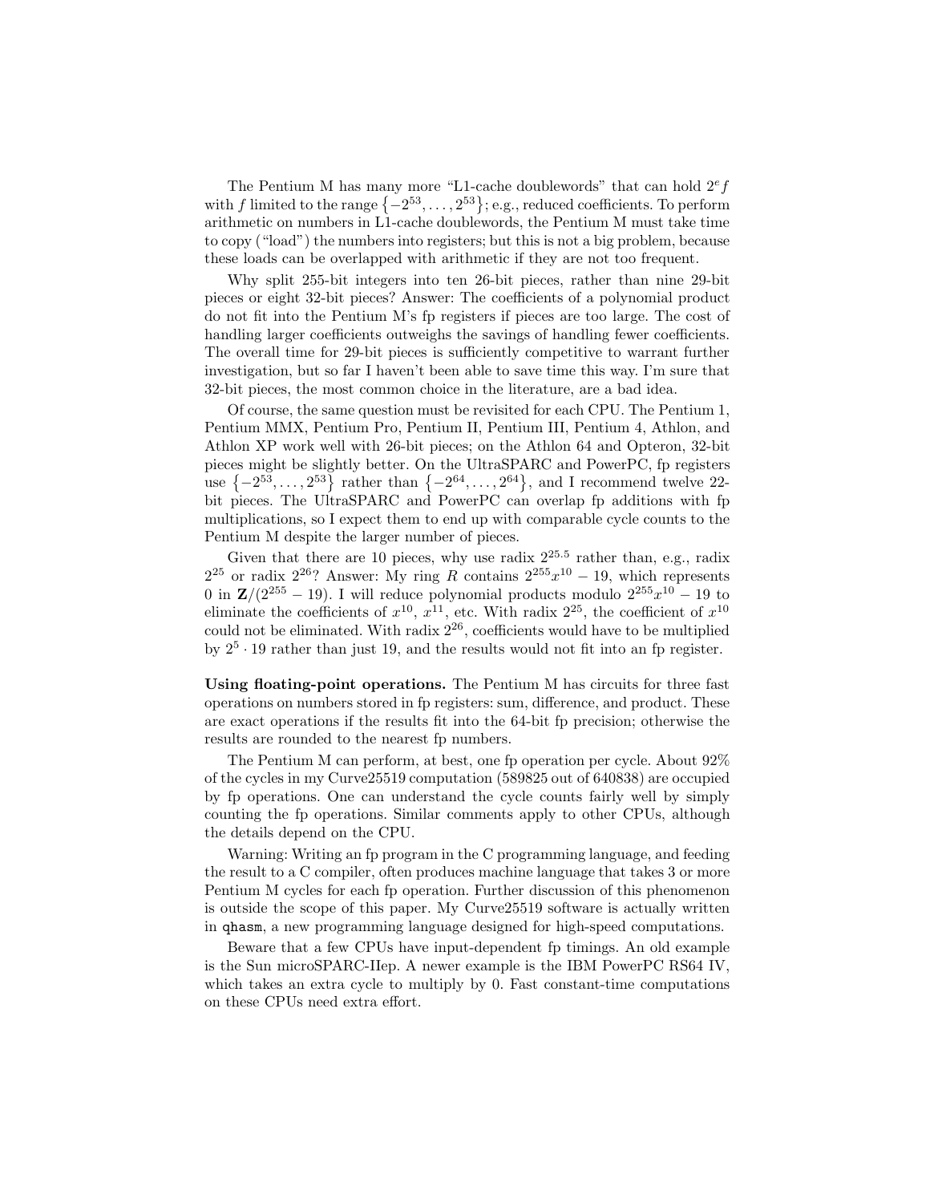The Pentium M has many more "L1-cache doublewords" that can hold $2^e f$ with $f$ limited to the range $\{-2^{53}, \ldots, 2^{53}\}$; e.g., reduced coefficients. To perform arithmetic on numbers in L1-cache doublewords, the Pentium M must take time to copy ("load") the numbers into registers; but this is not a big problem, because these loads can be overlapped with arithmetic if they are not too frequent.

Why split 255-bit integers into ten 26-bit pieces, rather than nine 29-bit pieces or eight 32-bit pieces? Answer: The coefficients of a polynomial product do not fit into the Pentium M's fp registers if pieces are too large. The cost of handling larger coefficients outweighs the savings of handling fewer coefficients. The overall time for 29-bit pieces is sufficiently competitive to warrant further investigation, but so far I haven't been able to save time this way. I'm sure that 32-bit pieces, the most common choice in the literature, are a bad idea.

Of course, the same question must be revisited for each CPU. The Pentium 1, Pentium MMX, Pentium Pro, Pentium II, Pentium III, Pentium 4, Athlon, and Athlon XP work well with 26-bit pieces; on the Athlon 64 and Opteron, 32-bit pieces might be slightly better. On the UltraSPARC and PowerPC, fp registers use $\{-2^{53}, \ldots, 2^{53}\}$ rather than $\{-2^{64}, \ldots, 2^{64}\}$, and I recommend twelve 22-bit pieces. The UltraSPARC and PowerPC can overlap fp additions with fp multiplications, so I expect them to end up with comparable cycle counts to the Pentium M despite the larger number of pieces.

Given that there are 10 pieces, why use radix $2^{25.5}$ rather than, e.g., radix $2^{25}$ or radix $2^{26}$? Answer: My ring $R$ contains $2^{255}x^{10} - 19$, which represents 0 in $\mathbf{Z}/(2^{255} - 19)$. I will reduce polynomial products modulo $2^{255}x^{10} - 19$ to eliminate the coefficients of $x^{10}$, $x^{11}$, etc. With radix $2^{25}$, the coefficient of $x^{10}$ could not be eliminated. With radix $2^{26}$, coefficients would have to be multiplied by $2^5 \cdot 19$ rather than just 19, and the results would not fit into an fp register.

**Using floating-point operations.** The Pentium M has circuits for three fast operations on numbers stored in fp registers: sum, difference, and product. These are exact operations if the results fit into the 64-bit fp precision; otherwise the results are rounded to the nearest fp numbers.

The Pentium M can perform, at best, one fp operation per cycle. About 92% of the cycles in my Curve25519 computation (589825 out of 640838) are occupied by fp operations. One can understand the cycle counts fairly well by simply counting the fp operations. Similar comments apply to other CPUs, although the details depend on the CPU.

Warning: Writing an fp program in the C programming language, and feeding the result to a C compiler, often produces machine language that takes 3 or more Pentium M cycles for each fp operation. Further discussion of this phenomenon is outside the scope of this paper. My Curve25519 software is actually written in `qhasm`, a new programming language designed for high-speed computations.

Beware that a few CPUs have input-dependent fp timings. An old example is the Sun microSPARC-IIep. A newer example is the IBM PowerPC RS64 IV, which takes an extra cycle to multiply by 0. Fast constant-time computations on these CPUs need extra effort.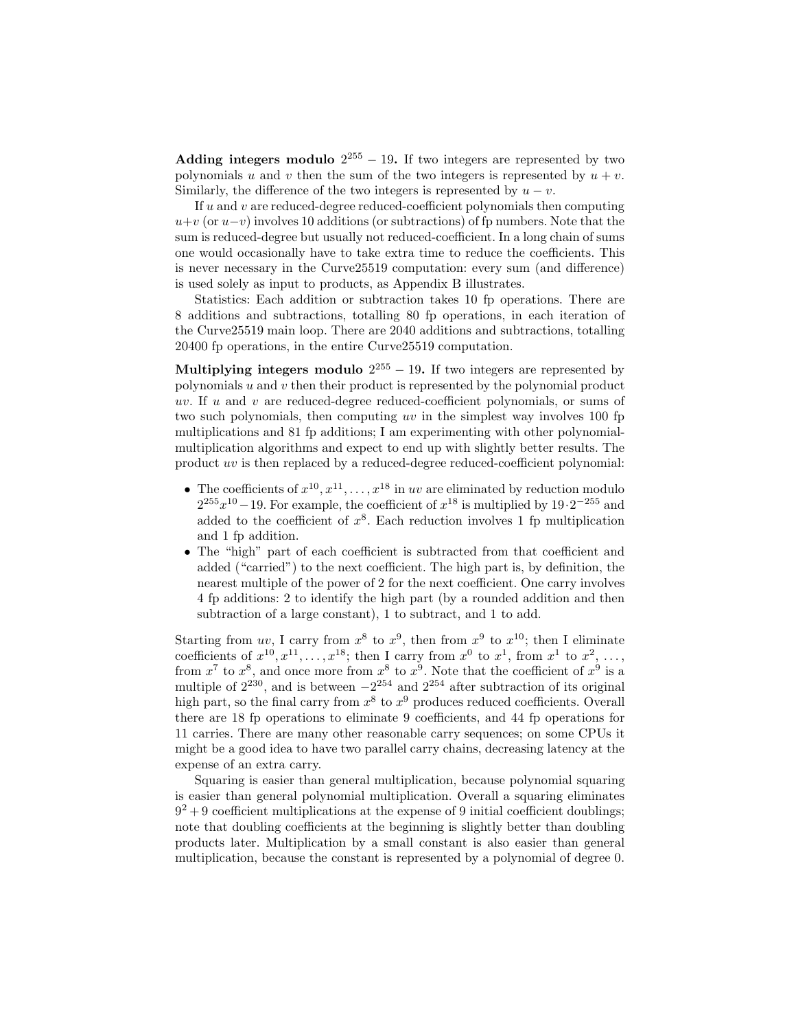**Adding integers modulo $2^{255} - 19$.** If two integers are represented by two polynomials $u$ and $v$ then the sum of the two integers is represented by $u + v$. Similarly, the difference of the two integers is represented by $u - v$.

If $u$ and $v$ are reduced-degree reduced-coefficient polynomials then computing $u+v$ (or $u-v$) involves 10 additions (or subtractions) of fp numbers. Note that the sum is reduced-degree but usually not reduced-coefficient. In a long chain of sums one would occasionally have to take extra time to reduce the coefficients. This is never necessary in the Curve25519 computation: every sum (and difference) is used solely as input to products, as Appendix B illustrates.

Statistics: Each addition or subtraction takes 10 fp operations. There are 8 additions and subtractions, totalling 80 fp operations, in each iteration of the Curve25519 main loop. There are 2040 additions and subtractions, totalling 20400 fp operations, in the entire Curve25519 computation.

**Multiplying integers modulo $2^{255} - 19$.** If two integers are represented by polynomials $u$ and $v$ then their product is represented by the polynomial product $uv$. If $u$ and $v$ are reduced-degree reduced-coefficient polynomials, or sums of two such polynomials, then computing $uv$ in the simplest way involves 100 fp multiplications and 81 fp additions; I am experimenting with other polynomial-multiplication algorithms and expect to end up with slightly better results. The product $uv$ is then replaced by a reduced-degree reduced-coefficient polynomial:

- The coefficients of $x^{10}, x^{11}, \ldots, x^{18}$ in $uv$ are eliminated by reduction modulo $2^{255}x^{10} - 19$. For example, the coefficient of $x^{18}$ is multiplied by $19 \cdot 2^{-255}$ and added to the coefficient of $x^8$. Each reduction involves 1 fp multiplication and 1 fp addition.
- The "high" part of each coefficient is subtracted from that coefficient and added ("carried") to the next coefficient. The high part is, by definition, the nearest multiple of the power of 2 for the next coefficient. One carry involves 4 fp additions: 2 to identify the high part (by a rounded addition and then subtraction of a large constant), 1 to subtract, and 1 to add.

Starting from $uv$, I carry from $x^8$ to $x^9$, then from $x^9$ to $x^{10}$; then I eliminate coefficients of $x^{10}, x^{11}, \ldots, x^{18}$; then I carry from $x^0$ to $x^1$, from $x^1$ to $x^2$, ..., from $x^7$ to $x^8$, and once more from $x^8$ to $x^9$. Note that the coefficient of $x^9$ is a multiple of $2^{230}$, and is between $-2^{254}$ and $2^{254}$ after subtraction of its original high part, so the final carry from $x^8$ to $x^9$ produces reduced coefficients. Overall there are 18 fp operations to eliminate 9 coefficients, and 44 fp operations for 11 carries. There are many other reasonable carry sequences; on some CPUs it might be a good idea to have two parallel carry chains, decreasing latency at the expense of an extra carry.

Squaring is easier than general multiplication, because polynomial squaring is easier than general polynomial multiplication. Overall a squaring eliminates $9^2 + 9$ coefficient multiplications at the expense of 9 initial coefficient doublings; note that doubling coefficients at the beginning is slightly better than doubling products later. Multiplication by a small constant is also easier than general multiplication, because the constant is represented by a polynomial of degree 0.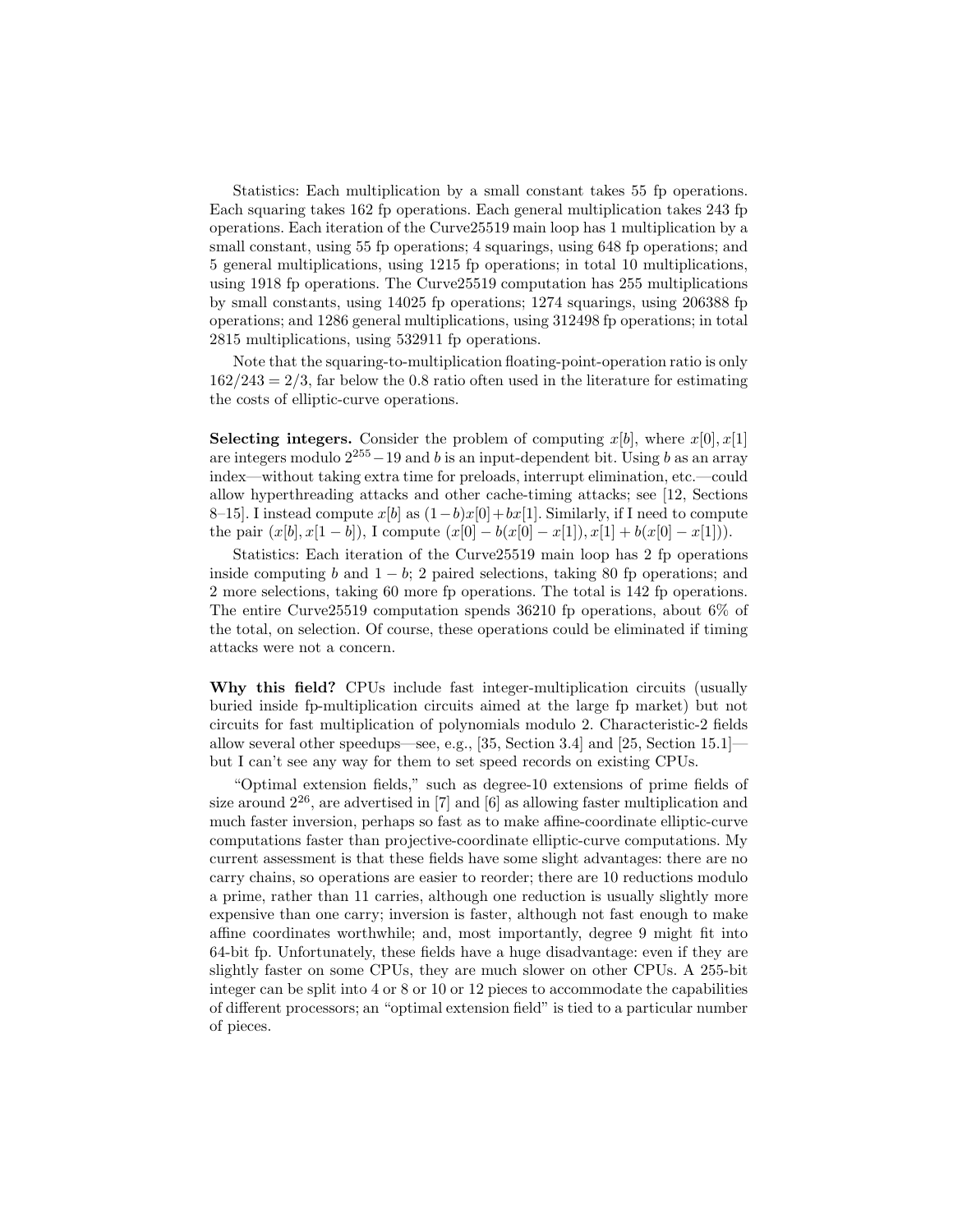Statistics: Each multiplication by a small constant takes 55 fp operations. Each squaring takes 162 fp operations. Each general multiplication takes 243 fp operations. Each iteration of the Curve25519 main loop has 1 multiplication by a small constant, using 55 fp operations; 4 squarings, using 648 fp operations; and 5 general multiplications, using 1215 fp operations; in total 10 multiplications, using 1918 fp operations. The Curve25519 computation has 255 multiplications by small constants, using 14025 fp operations; 1274 squarings, using 206388 fp operations; and 1286 general multiplications, using 312498 fp operations; in total 2815 multiplications, using 532911 fp operations.

Note that the squaring-to-multiplication floating-point-operation ratio is only $162/243 = 2/3$, far below the 0.8 ratio often used in the literature for estimating the costs of elliptic-curve operations.

**Selecting integers.** Consider the problem of computing $x[b]$, where $x[0], x[1]$ are integers modulo $2^{255}-19$ and $b$ is an input-dependent bit. Using $b$ as an array index—without taking extra time for preloads, interrupt elimination, etc.—could allow hyperthreading attacks and other cache-timing attacks; see [12, Sections 8–15]. I instead compute $x[b]$ as $(1-b)x[0]+bx[1]$. Similarly, if I need to compute the pair $(x[b], x[1-b])$, I compute $(x[0] - b(x[0] - x[1]), x[1] + b(x[0] - x[1]))$.

Statistics: Each iteration of the Curve25519 main loop has 2 fp operations inside computing $b$ and $1 - b$; 2 paired selections, taking 80 fp operations; and 2 more selections, taking 60 more fp operations. The total is 142 fp operations. The entire Curve25519 computation spends 36210 fp operations, about 6% of the total, on selection. Of course, these operations could be eliminated if timing attacks were not a concern.

**Why this field?** CPUs include fast integer-multiplication circuits (usually buried inside fp-multiplication circuits aimed at the large fp market) but not circuits for fast multiplication of polynomials modulo 2. Characteristic-2 fields allow several other speedups—see, e.g., [35, Section 3.4] and [25, Section 15.1]—but I can't see any way for them to set speed records on existing CPUs.

"Optimal extension fields," such as degree-10 extensions of prime fields of size around $2^{26}$, are advertised in [7] and [6] as allowing faster multiplication and much faster inversion, perhaps so fast as to make affine-coordinate elliptic-curve computations faster than projective-coordinate elliptic-curve computations. My current assessment is that these fields have some slight advantages: there are no carry chains, so operations are easier to reorder; there are 10 reductions modulo a prime, rather than 11 carries, although one reduction is usually slightly more expensive than one carry; inversion is faster, although not fast enough to make affine coordinates worthwhile; and, most importantly, degree 9 might fit into 64-bit fp. Unfortunately, these fields have a huge disadvantage: even if they are slightly faster on some CPUs, they are much slower on other CPUs. A 255-bit integer can be split into 4 or 8 or 10 or 12 pieces to accommodate the capabilities of different processors; an "optimal extension field" is tied to a particular number of pieces.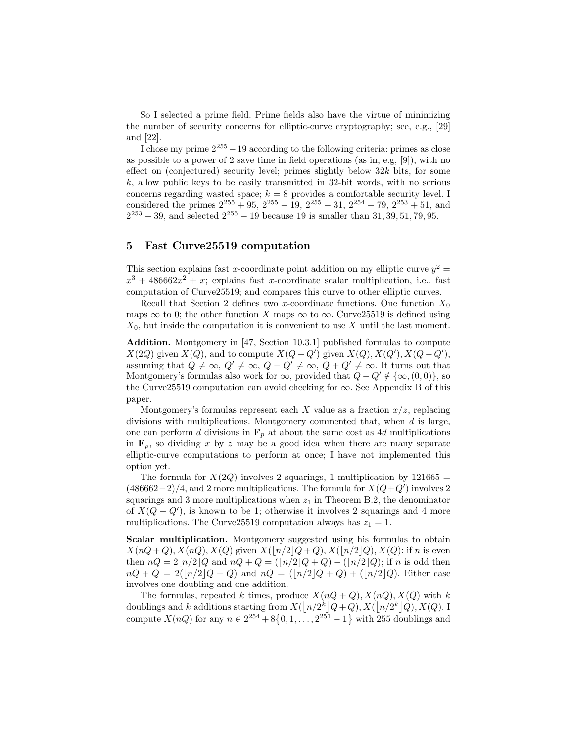So I selected a prime field. Prime fields also have the virtue of minimizing the number of security concerns for elliptic-curve cryptography; see, e.g., [29] and [22].

I chose my prime $2^{255} - 19$ according to the following criteria: primes as close as possible to a power of 2 save time in field operations (as in, e.g, [9]), with no effect on (conjectured) security level; primes slightly below $32k$ bits, for some $k$, allow public keys to be easily transmitted in 32-bit words, with no serious concerns regarding wasted space; $k = 8$ provides a comfortable security level. I considered the primes $2^{255} + 95$, $2^{255} - 19$, $2^{255} - 31$, $2^{254} + 79$, $2^{253} + 51$, and $2^{253} + 39$, and selected $2^{255} - 19$ because 19 is smaller than $31, 39, 51, 79, 95$.

## 5 Fast Curve25519 computation

This section explains fast $x$-coordinate point addition on my elliptic curve $y^2 = x^3 + 486662x^2 + x$; explains fast $x$-coordinate scalar multiplication, i.e., fast computation of Curve25519; and compares this curve to other elliptic curves.

Recall that Section 2 defines two $x$-coordinate functions. One function $X_0$ maps $\infty$ to 0; the other function $X$ maps $\infty$ to $\infty$. Curve25519 is defined using $X_0$, but inside the computation it is convenient to use $X$ until the last moment.

**Addition.** Montgomery in [47, Section 10.3.1] published formulas to compute $X(2Q)$ given $X(Q)$, and to compute $X(Q + Q')$ given $X(Q), X(Q'), X(Q - Q')$, assuming that $Q \neq \infty$, $Q' \neq \infty$, $Q - Q' \neq \infty$, $Q + Q' \neq \infty$. It turns out that Montgomery's formulas also work for $\infty$, provided that $Q - Q' \notin \{\infty, (0, 0)\}$, so the Curve25519 computation can avoid checking for $\infty$. See Appendix B of this paper.

Montgomery's formulas represent each $X$ value as a fraction $x/z$, replacing divisions with multiplications. Montgomery commented that, when $d$ is large, one can perform $d$ divisions in $\mathbf{F}_p$ at about the same cost as $4d$ multiplications in $\mathbf{F}_p$, so dividing $x$ by $z$ may be a good idea when there are many separate elliptic-curve computations to perform at once; I have not implemented this option yet.

The formula for $X(2Q)$ involves 2 squarings, 1 multiplication by $121665 = (486662 - 2)/4$, and 2 more multiplications. The formula for $X(Q + Q')$ involves 2 squarings and 3 more multiplications when $z_1$ in Theorem B.2, the denominator of $X(Q - Q')$, is known to be 1; otherwise it involves 2 squarings and 4 more multiplications. The Curve25519 computation always has $z_1 = 1$.

**Scalar multiplication.** Montgomery suggested using his formulas to obtain $X(nQ + Q), X(nQ), X(Q)$ given $X(\lfloor n/2 \rfloor Q + Q), X(\lfloor n/2 \rfloor Q), X(Q)$: if $n$ is even then $nQ = 2\lfloor n/2 \rfloor Q$ and $nQ + Q = (\lfloor n/2 \rfloor Q + Q) + (\lfloor n/2 \rfloor Q)$; if $n$ is odd then $nQ + Q = 2(\lfloor n/2 \rfloor Q + Q)$ and $nQ = (\lfloor n/2 \rfloor Q + Q) + (\lfloor n/2 \rfloor Q)$. Either case involves one doubling and one addition.

The formulas, repeated $k$ times, produce $X(nQ + Q), X(nQ), X(Q)$ with $k$ doublings and $k$ additions starting from $X(\lfloor n/2^k \rfloor Q + Q), X(\lfloor n/2^k \rfloor Q), X(Q)$. I compute $X(nQ)$ for any $n \in 2^{254} + 8\{0, 1, \ldots, 2^{251} - 1\}$ with 255 doublings and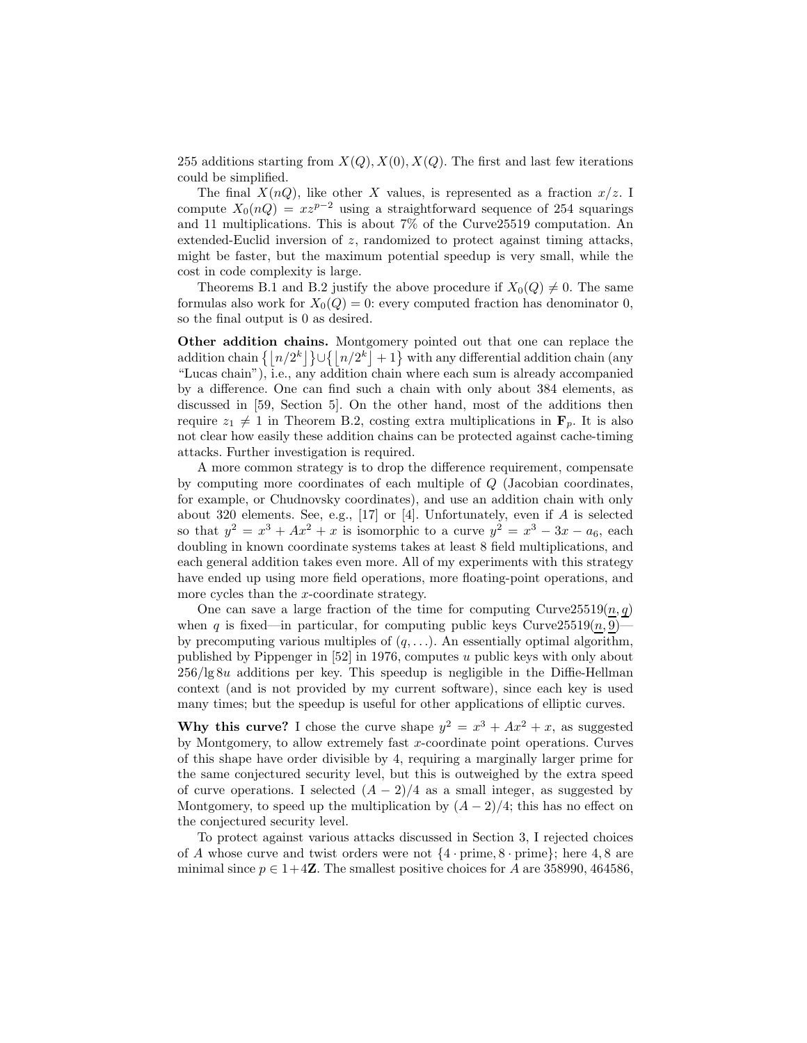255 additions starting from $X(Q), X(0), X(Q)$. The first and last few iterations could be simplified.

The final $X(nQ)$, like other $X$ values, is represented as a fraction $x/z$. I compute $X_0(nQ) = xz^{p-2}$ using a straightforward sequence of 254 squarings and 11 multiplications. This is about 7% of the Curve25519 computation. An extended-Euclid inversion of $z$, randomized to protect against timing attacks, might be faster, but the maximum potential speedup is very small, while the cost in code complexity is large.

Theorems B.1 and B.2 justify the above procedure if $X_0(Q) \neq 0$. The same formulas also work for $X_0(Q) = 0$: every computed fraction has denominator 0, so the final output is 0 as desired.

**Other addition chains.** Montgomery pointed out that one can replace the addition chain $\{\lfloor n/2^k \rfloor\} \cup \{\lfloor n/2^k \rfloor + 1\}$ with any differential addition chain (any "Lucas chain"), i.e., any addition chain where each sum is already accompanied by a difference. One can find such a chain with only about 384 elements, as discussed in [59, Section 5]. On the other hand, most of the additions then require $z_1 \neq 1$ in Theorem B.2, costing extra multiplications in $\mathbf{F}_p$. It is also not clear how easily these addition chains can be protected against cache-timing attacks. Further investigation is required.

A more common strategy is to drop the difference requirement, compensate by computing more coordinates of each multiple of $Q$ (Jacobian coordinates, for example, or Chudnovsky coordinates), and use an addition chain with only about 320 elements. See, e.g., [17] or [4]. Unfortunately, even if $A$ is selected so that $y^2 = x^3 + Ax^2 + x$ is isomorphic to a curve $y^2 = x^3 - 3x - a_6$, each doubling in known coordinate systems takes at least 8 field multiplications, and each general addition takes even more. All of my experiments with this strategy have ended up using more field operations, more floating-point operations, and more cycles than the $x$-coordinate strategy.

One can save a large fraction of the time for computing Curve25519($\underline{n}, \underline{q}$) when $q$ is fixed—in particular, for computing public keys Curve25519($\underline{n}, \underline{9}$)—by precomputing various multiples of $(q, \ldots)$. An essentially optimal algorithm, published by Pippenger in [52] in 1976, computes $u$ public keys with only about $256/\lg 8u$ additions per key. This speedup is negligible in the Diffie-Hellman context (and is not provided by my current software), since each key is used many times; but the speedup is useful for other applications of elliptic curves.

**Why this curve?** I chose the curve shape $y^2 = x^3 + Ax^2 + x$, as suggested by Montgomery, to allow extremely fast $x$-coordinate point operations. Curves of this shape have order divisible by 4, requiring a marginally larger prime for the same conjectured security level, but this is outweighed by the extra speed of curve operations. I selected $(A - 2)/4$ as a small integer, as suggested by Montgomery, to speed up the multiplication by $(A - 2)/4$; this has no effect on the conjectured security level.

To protect against various attacks discussed in Section 3, I rejected choices of $A$ whose curve and twist orders were not $\{4 \cdot \text{prime}, 8 \cdot \text{prime}\}$; here 4, 8 are minimal since $p \in 1 + 4\mathbf{Z}$. The smallest positive choices for $A$ are 358990, 464586,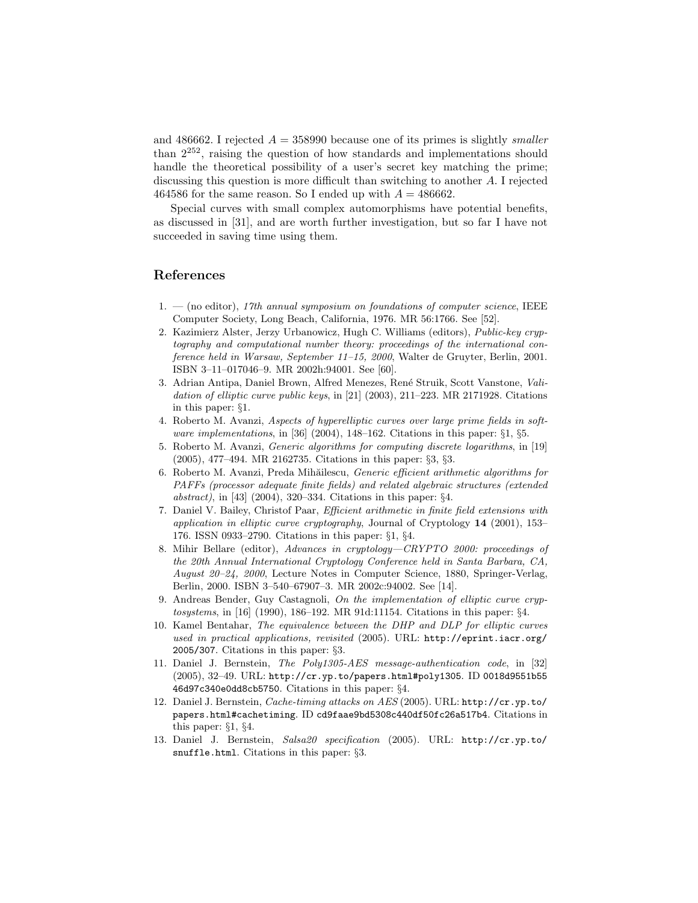and 486662. I rejected $A = 358990$ because one of its primes is slightly *smaller* than $2^{252}$, raising the question of how standards and implementations should handle the theoretical possibility of a user's secret key matching the prime; discussing this question is more difficult than switching to another $A$. I rejected 464586 for the same reason. So I ended up with $A = 486662$.

Special curves with small complex automorphisms have potential benefits, as discussed in [31], and are worth further investigation, but so far I have not succeeded in saving time using them.

## References

1. — (no editor), *17th annual symposium on foundations of computer science*, IEEE Computer Society, Long Beach, California, 1976. MR 56:1766. See [52].
2. Kazimierz Alster, Jerzy Urbanowicz, Hugh C. Williams (editors), *Public-key cryptography and computational number theory: proceedings of the international conference held in Warsaw, September 11–15, 2000*, Walter de Gruyter, Berlin, 2001. ISBN 3–11–017046–9. MR 2002h:94001. See [60].
3. Adrian Antipa, Daniel Brown, Alfred Menezes, René Struik, Scott Vanstone, *Validation of elliptic curve public keys*, in [21] (2003), 211–223. MR 2171928. Citations in this paper: §1.
4. Roberto M. Avanzi, *Aspects of hyperelliptic curves over large prime fields in software implementations*, in [36] (2004), 148–162. Citations in this paper: §1, §5.
5. Roberto M. Avanzi, *Generic algorithms for computing discrete logarithms*, in [19] (2005), 477–494. MR 2162735. Citations in this paper: §3, §3.
6. Roberto M. Avanzi, Preda Mihăilescu, *Generic efficient arithmetic algorithms for PAFFs (processor adequate finite fields) and related algebraic structures (extended abstract)*, in [43] (2004), 320–334. Citations in this paper: §4.
7. Daniel V. Bailey, Christof Paar, *Efficient arithmetic in finite field extensions with application in elliptic curve cryptography*, Journal of Cryptology **14** (2001), 153–176. ISSN 0933–2790. Citations in this paper: §1, §4.
8. Mihir Bellare (editor), *Advances in cryptology—CRYPTO 2000: proceedings of the 20th Annual International Cryptology Conference held in Santa Barbara, CA, August 20–24, 2000*, Lecture Notes in Computer Science, 1880, Springer-Verlag, Berlin, 2000. ISBN 3–540–67907–3. MR 2002c:94002. See [14].
9. Andreas Bender, Guy Castagnoli, *On the implementation of elliptic curve cryptosystems*, in [16] (1990), 186–192. MR 91d:11154. Citations in this paper: §4.
10. Kamel Bentahar, *The equivalence between the DHP and DLP for elliptic curves used in practical applications, revisited* (2005). URL: `http://eprint.iacr.org/2005/307`. Citations in this paper: §3.
11. Daniel J. Bernstein, *The Poly1305-AES message-authentication code*, in [32] (2005), 32–49. URL: `http://cr.yp.to/papers.html#poly1305`. ID `0018d9551b5546d97c340e0dd8cb5750`. Citations in this paper: §4.
12. Daniel J. Bernstein, *Cache-timing attacks on AES* (2005). URL: `http://cr.yp.to/papers.html#cachetiming`. ID `cd9faae9bd5308c440df50fc26a517b4`. Citations in this paper: §1, §4.
13. Daniel J. Bernstein, *Salsa20 specification* (2005). URL: `http://cr.yp.to/snuffle.html`. Citations in this paper: §3.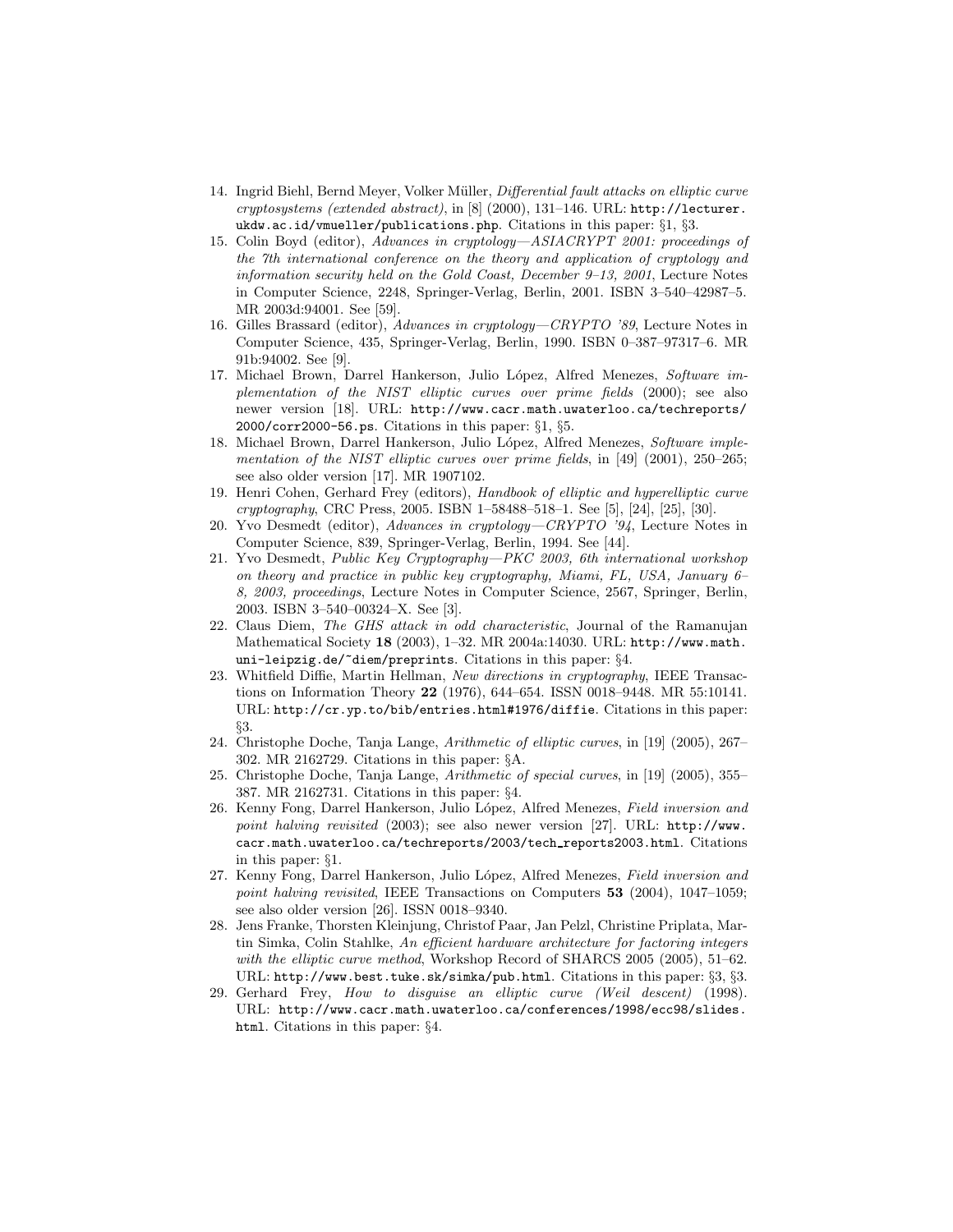14. Ingrid Biehl, Bernd Meyer, Volker Müller, *Differential fault attacks on elliptic curve cryptosystems (extended abstract)*, in [8] (2000), 131–146. URL: http://lecturer.ukdw.ac.id/vmueller/publications.php. Citations in this paper: §1, §3.
15. Colin Boyd (editor), *Advances in cryptology—ASIACRYPT 2001: proceedings of the 7th international conference on the theory and application of cryptology and information security held on the Gold Coast, December 9–13, 2001*, Lecture Notes in Computer Science, 2248, Springer-Verlag, Berlin, 2001. ISBN 3–540–42987–5. MR 2003d:94001. See [59].
16. Gilles Brassard (editor), *Advances in cryptology—CRYPTO '89*, Lecture Notes in Computer Science, 435, Springer-Verlag, Berlin, 1990. ISBN 0–387–97317–6. MR 91b:94002. See [9].
17. Michael Brown, Darrel Hankerson, Julio López, Alfred Menezes, *Software implementation of the NIST elliptic curves over prime fields* (2000); see also newer version [18]. URL: http://www.cacr.math.uwaterloo.ca/techreports/2000/corr2000-56.ps. Citations in this paper: §1, §5.
18. Michael Brown, Darrel Hankerson, Julio López, Alfred Menezes, *Software implementation of the NIST elliptic curves over prime fields*, in [49] (2001), 250–265; see also older version [17]. MR 1907102.
19. Henri Cohen, Gerhard Frey (editors), *Handbook of elliptic and hyperelliptic curve cryptography*, CRC Press, 2005. ISBN 1–58488–518–1. See [5], [24], [25], [30].
20. Yvo Desmedt (editor), *Advances in cryptology—CRYPTO '94*, Lecture Notes in Computer Science, 839, Springer-Verlag, Berlin, 1994. See [44].
21. Yvo Desmedt, *Public Key Cryptography—PKC 2003, 6th international workshop on theory and practice in public key cryptography, Miami, FL, USA, January 6–8, 2003, proceedings*, Lecture Notes in Computer Science, 2567, Springer, Berlin, 2003. ISBN 3–540–00324–X. See [3].
22. Claus Diem, *The GHS attack in odd characteristic*, Journal of the Ramanujan Mathematical Society **18** (2003), 1–32. MR 2004a:14030. URL: http://www.math.uni-leipzig.de/~diem/preprints. Citations in this paper: §4.
23. Whitfield Diffie, Martin Hellman, *New directions in cryptography*, IEEE Transactions on Information Theory **22** (1976), 644–654. ISSN 0018–9448. MR 55:10141. URL: http://cr.yp.to/bib/entries.html#1976/diffie. Citations in this paper: §3.
24. Christophe Doche, Tanja Lange, *Arithmetic of elliptic curves*, in [19] (2005), 267–302. MR 2162729. Citations in this paper: §A.
25. Christophe Doche, Tanja Lange, *Arithmetic of special curves*, in [19] (2005), 355–387. MR 2162731. Citations in this paper: §4.
26. Kenny Fong, Darrel Hankerson, Julio López, Alfred Menezes, *Field inversion and point halving revisited* (2003); see also newer version [27]. URL: http://www.cacr.math.uwaterloo.ca/techreports/2003/tech_reports2003.html. Citations in this paper: §1.
27. Kenny Fong, Darrel Hankerson, Julio López, Alfred Menezes, *Field inversion and point halving revisited*, IEEE Transactions on Computers **53** (2004), 1047–1059; see also older version [26]. ISSN 0018–9340.
28. Jens Franke, Thorsten Kleinjung, Christof Paar, Jan Pelzl, Christine Priplata, Martin Simka, Colin Stahlke, *An efficient hardware architecture for factoring integers with the elliptic curve method*, Workshop Record of SHARCS 2005 (2005), 51–62. URL: http://www.best.tuke.sk/simka/pub.html. Citations in this paper: §3, §3.
29. Gerhard Frey, *How to disguise an elliptic curve (Weil descent)* (1998). URL: http://www.cacr.math.uwaterloo.ca/conferences/1998/ecc98/slides.html. Citations in this paper: §4.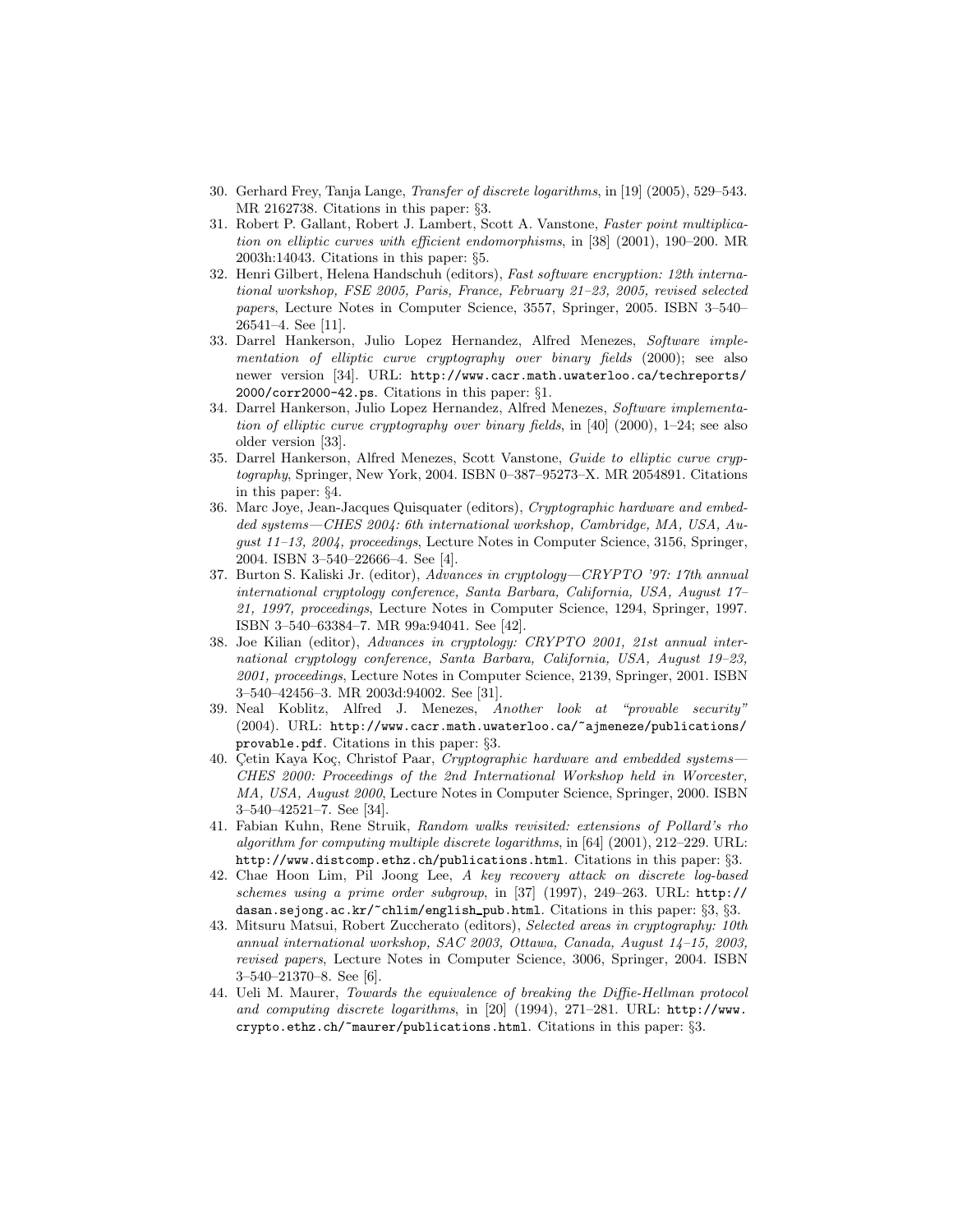30. Gerhard Frey, Tanja Lange, *Transfer of discrete logarithms*, in [19] (2005), 529–543. MR 2162738. Citations in this paper: §3.
31. Robert P. Gallant, Robert J. Lambert, Scott A. Vanstone, *Faster point multiplication on elliptic curves with efficient endomorphisms*, in [38] (2001), 190–200. MR 2003h:14043. Citations in this paper: §5.
32. Henri Gilbert, Helena Handschuh (editors), *Fast software encryption: 12th international workshop, FSE 2005, Paris, France, February 21–23, 2005, revised selected papers*, Lecture Notes in Computer Science, 3557, Springer, 2005. ISBN 3–540–26541–4. See [11].
33. Darrel Hankerson, Julio Lopez Hernandez, Alfred Menezes, *Software implementation of elliptic curve cryptography over binary fields* (2000); see also newer version [34]. URL: `http://www.cacr.math.uwaterloo.ca/techreports/2000/corr2000-42.ps`. Citations in this paper: §1.
34. Darrel Hankerson, Julio Lopez Hernandez, Alfred Menezes, *Software implementation of elliptic curve cryptography over binary fields*, in [40] (2000), 1–24; see also older version [33].
35. Darrel Hankerson, Alfred Menezes, Scott Vanstone, *Guide to elliptic curve cryptography*, Springer, New York, 2004. ISBN 0–387–95273–X. MR 2054891. Citations in this paper: §4.
36. Marc Joye, Jean-Jacques Quisquater (editors), *Cryptographic hardware and embedded systems—CHES 2004: 6th international workshop, Cambridge, MA, USA, August 11–13, 2004, proceedings*, Lecture Notes in Computer Science, 3156, Springer, 2004. ISBN 3–540–22666–4. See [4].
37. Burton S. Kaliski Jr. (editor), *Advances in cryptology—CRYPTO '97: 17th annual international cryptology conference, Santa Barbara, California, USA, August 17–21, 1997, proceedings*, Lecture Notes in Computer Science, 1294, Springer, 1997. MR 99a:94041. ISBN 3–540–63384–7. See [42].
38. Joe Kilian (editor), *Advances in cryptology: CRYPTO 2001, 21st annual international cryptology conference, Santa Barbara, California, USA, August 19–23, 2001, proceedings*, Lecture Notes in Computer Science, 2139, Springer, 2001. ISBN 3–540–42456–3. MR 2003d:94002. See [31].
39. Neal Koblitz, Alfred J. Menezes, *Another look at "provable security"* (2004). URL: `http://www.cacr.math.uwaterloo.ca/~ajmeneze/publications/provable.pdf`. Citations in this paper: §3.
40. Çetin Kaya Koç, Christof Paar, *Cryptographic hardware and embedded systems—CHES 2000: Proceedings of the 2nd International Workshop held in Worcester, MA, USA, August 2000*, Lecture Notes in Computer Science, Springer, 2000. ISBN 3–540–42521–7. See [34].
41. Fabian Kuhn, Rene Struik, *Random walks revisited: extensions of Pollard's rho algorithm for computing multiple discrete logarithms*, in [64] (2001), 212–229. URL: `http://www.distcomp.ethz.ch/publications.html`. Citations in this paper: §3.
42. Chae Hoon Lim, Pil Joong Lee, *A key recovery attack on discrete log-based schemes using a prime order subgroup*, in [37] (1997), 249–263. URL: `http://dasan.sejong.ac.kr/~chlim/english_pub.html`. Citations in this paper: §3, §3.
43. Mitsuru Matsui, Robert Zuccherato (editors), *Selected areas in cryptography: 10th annual international workshop, SAC 2003, Ottawa, Canada, August 14–15, 2003, revised papers*, Lecture Notes in Computer Science, 3006, Springer, 2004. ISBN 3–540–21370–8. See [6].
44. Ueli M. Maurer, *Towards the equivalence of breaking the Diffie-Hellman protocol and computing discrete logarithms*, in [20] (1994), 271–281. URL: `http://www.crypto.ethz.ch/~maurer/publications.html`. Citations in this paper: §3.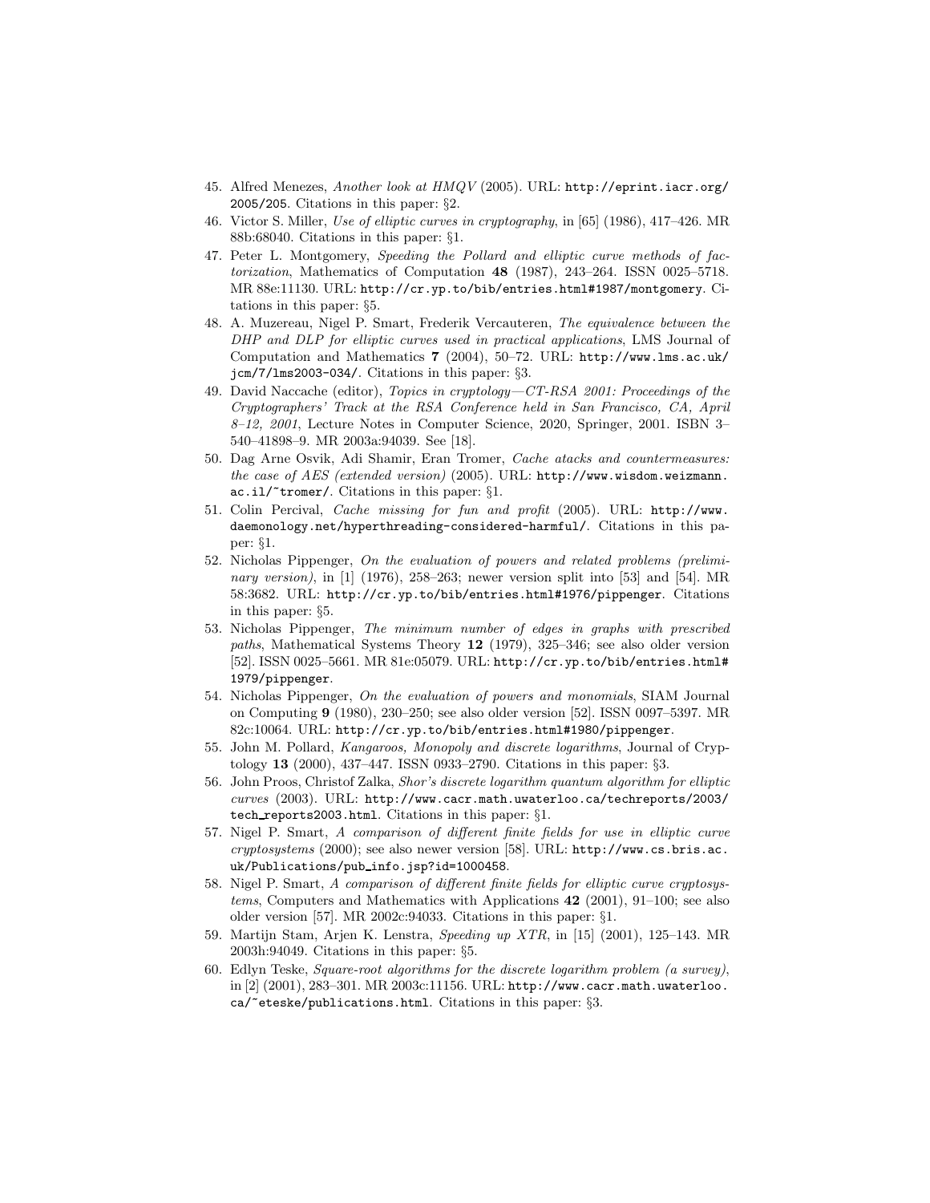45. Alfred Menezes, *Another look at HMQV* (2005). URL: http://eprint.iacr.org/2005/205. Citations in this paper: §2.
46. Victor S. Miller, *Use of elliptic curves in cryptography*, in [65] (1986), 417–426. MR 88b:68040. Citations in this paper: §1.
47. Peter L. Montgomery, *Speeding the Pollard and elliptic curve methods of factorization*, Mathematics of Computation **48** (1987), 243–264. ISSN 0025–5718. MR 88e:11130. URL: http://cr.yp.to/bib/entries.html#1987/montgomery. Citations in this paper: §5.
48. A. Muzereau, Nigel P. Smart, Frederik Vercauteren, *The equivalence between the DHP and DLP for elliptic curves used in practical applications*, LMS Journal of Computation and Mathematics **7** (2004), 50–72. URL: http://www.lms.ac.uk/jcm/7/lms2003-034/. Citations in this paper: §3.
49. David Naccache (editor), *Topics in cryptology—CT-RSA 2001: Proceedings of the Cryptographers' Track at the RSA Conference held in San Francisco, CA, April 8–12, 2001*, Lecture Notes in Computer Science, 2020, Springer, 2001. ISBN 3–540–41898–9. MR 2003a:94039. See [18].
50. Dag Arne Osvik, Adi Shamir, Eran Tromer, *Cache atacks and countermeasures: the case of AES (extended version)* (2005). URL: http://www.wisdom.weizmann.ac.il/~tromer/. Citations in this paper: §1.
51. Colin Percival, *Cache missing for fun and profit* (2005). URL: http://www.daemonology.net/hyperthreading-considered-harmful/. Citations in this paper: §1.
52. Nicholas Pippenger, *On the evaluation of powers and related problems (preliminary version)*, in [1] (1976), 258–263; newer version split into [53] and [54]. MR 58:3682. URL: http://cr.yp.to/bib/entries.html#1976/pippenger. Citations in this paper: §5.
53. Nicholas Pippenger, *The minimum number of edges in graphs with prescribed paths*, Mathematical Systems Theory **12** (1979), 325–346; see also older version [52]. ISSN 0025–5661. MR 81e:05079. URL: http://cr.yp.to/bib/entries.html#1979/pippenger.
54. Nicholas Pippenger, *On the evaluation of powers and monomials*, SIAM Journal on Computing **9** (1980), 230–250; see also older version [52]. ISSN 0097–5397. MR 82c:10064. URL: http://cr.yp.to/bib/entries.html#1980/pippenger.
55. John M. Pollard, *Kangaroos, Monopoly and discrete logarithms*, Journal of Cryptology **13** (2000), 437–447. ISSN 0933–2790. Citations in this paper: §3.
56. John Proos, Christof Zalka, *Shor's discrete logarithm quantum algorithm for elliptic curves* (2003). URL: http://www.cacr.math.uwaterloo.ca/techreports/2003/tech_reports2003.html. Citations in this paper: §1.
57. Nigel P. Smart, *A comparison of different finite fields for use in elliptic curve cryptosystems* (2000); see also newer version [58]. URL: http://www.cs.bris.ac.uk/Publications/pub_info.jsp?id=1000458.
58. Nigel P. Smart, *A comparison of different finite fields for elliptic curve cryptosystems*, Computers and Mathematics with Applications **42** (2001), 91–100; see also older version [57]. MR 2002c:94033. Citations in this paper: §1.
59. Martijn Stam, Arjen K. Lenstra, *Speeding up XTR*, in [15] (2001), 125–143. MR 2003h:94049. Citations in this paper: §5.
60. Edlyn Teske, *Square-root algorithms for the discrete logarithm problem (a survey)*, in [2] (2001), 283–301. MR 2003c:11156. URL: http://www.cacr.math.uwaterloo.ca/~eteske/publications.html. Citations in this paper: §3.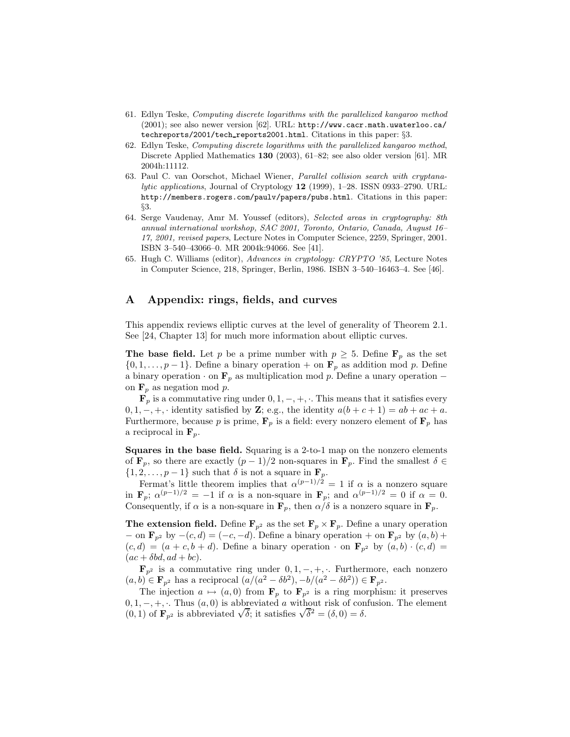61. Edlyn Teske, *Computing discrete logarithms with the parallelized kangaroo method* (2001); see also newer version [62]. URL: `http://www.cacr.math.uwaterloo.ca/techreports/2001/tech_reports2001.html`. Citations in this paper: §3.
62. Edlyn Teske, *Computing discrete logarithms with the parallelized kangaroo method*, Discrete Applied Mathematics **130** (2003), 61–82; see also older version [61]. MR 2004h:11112.
63. Paul C. van Oorschot, Michael Wiener, *Parallel collision search with cryptanalytic applications*, Journal of Cryptology **12** (1999), 1–28. ISSN 0933–2790. URL: `http://members.rogers.com/paulv/papers/pubs.html`. Citations in this paper: §3.
64. Serge Vaudenay, Amr M. Youssef (editors), *Selected areas in cryptography: 8th annual international workshop, SAC 2001, Toronto, Ontario, Canada, August 16–17, 2001, revised papers*, Lecture Notes in Computer Science, 2259, Springer, 2001. ISBN 3–540–43066–0. MR 2004k:94066. See [41].
65. Hugh C. Williams (editor), *Advances in cryptology: CRYPTO '85*, Lecture Notes in Computer Science, 218, Springer, Berlin, 1986. ISBN 3–540–16463–4. See [46].

# A Appendix: rings, fields, and curves

This appendix reviews elliptic curves at the level of generality of Theorem 2.1. See [24, Chapter 13] for much more information about elliptic curves.

**The base field.** Let $p$ be a prime number with $p \geq 5$. Define $\mathbf{F}_p$ as the set $\{0, 1, \ldots, p-1\}$. Define a binary operation $+$ on $\mathbf{F}_p$ as addition mod $p$. Define a binary operation $\cdot$ on $\mathbf{F}_p$ as multiplication mod $p$. Define a unary operation $-$ on $\mathbf{F}_p$ as negation mod $p$.

$\mathbf{F}_p$ is a commutative ring under $0, 1, -, +, \cdot$. This means that it satisfies every $0, 1, -, +, \cdot$ identity satisfied by $\mathbf{Z}$; e.g., the identity $a(b + c + 1) = ab + ac + a$. Furthermore, because $p$ is prime, $\mathbf{F}_p$ is a field: every nonzero element of $\mathbf{F}_p$ has a reciprocal in $\mathbf{F}_p$.

**Squares in the base field.** Squaring is a 2-to-1 map on the nonzero elements of $\mathbf{F}_p$, so there are exactly $(p-1)/2$ non-squares in $\mathbf{F}_p$. Find the smallest $\delta \in \{1, 2, \ldots, p-1\}$ such that $\delta$ is not a square in $\mathbf{F}_p$.

Fermat's little theorem implies that $\alpha^{(p-1)/2} = 1$ if $\alpha$ is a nonzero square in $\mathbf{F}_p$; $\alpha^{(p-1)/2} = -1$ if $\alpha$ is a non-square in $\mathbf{F}_p$; and $\alpha^{(p-1)/2} = 0$ if $\alpha = 0$. Consequently, if $\alpha$ is a non-square in $\mathbf{F}_p$, then $\alpha/\delta$ is a nonzero square in $\mathbf{F}_p$.

**The extension field.** Define $\mathbf{F}_{p^2}$ as the set $\mathbf{F}_p \times \mathbf{F}_p$. Define a unary operation $-$ on $\mathbf{F}_{p^2}$ by $-(c, d) = (-c, -d)$. Define a binary operation $+$ on $\mathbf{F}_{p^2}$ by $(a, b) + (c, d) = (a + c, b + d)$. Define a binary operation $\cdot$ on $\mathbf{F}_{p^2}$ by $(a, b) \cdot (c, d) = (ac + \delta bd, ad + bc)$.

$\mathbf{F}_{p^2}$ is a commutative ring under $0, 1, -, +, \cdot$. Furthermore, each nonzero $(a, b) \in \mathbf{F}_{p^2}$ has a reciprocal $(a/(a^2 - \delta b^2), -b/(a^2 - \delta b^2)) \in \mathbf{F}_{p^2}$.

The injection $a \mapsto (a, 0)$ from $\mathbf{F}_p$ to $\mathbf{F}_{p^2}$ is a ring morphism: it preserves $0, 1, -, +, \cdot$. Thus $(a, 0)$ is abbreviated $a$ without risk of confusion. The element $(0, 1)$ of $\mathbf{F}_{p^2}$ is abbreviated $\sqrt{\delta}$; it satisfies $\sqrt{\delta}^2 = (\delta, 0) = \delta$.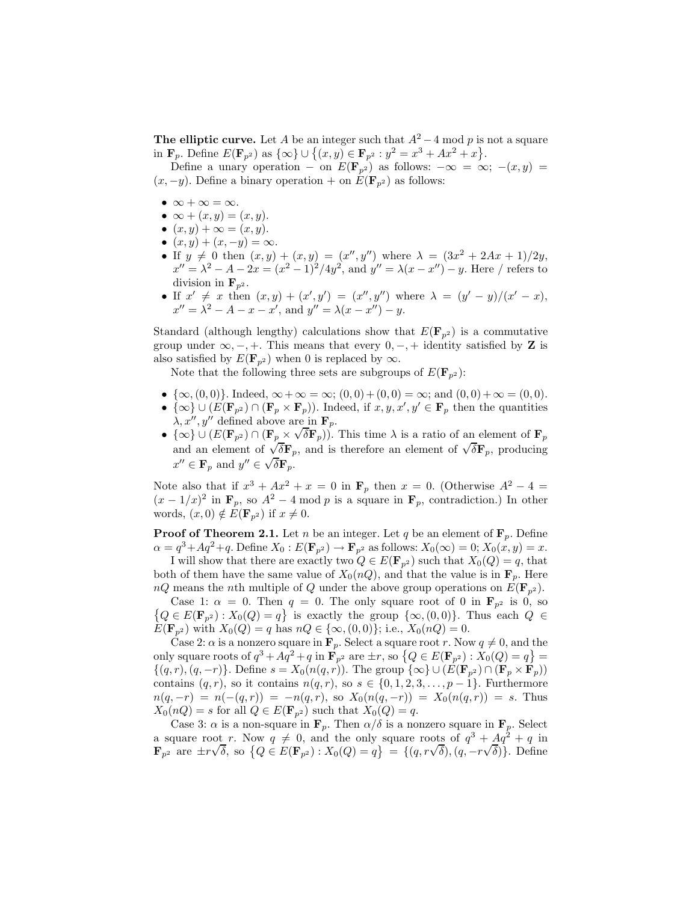**The elliptic curve.** Let $A$ be an integer such that $A^2 - 4 \bmod p$ is not a square in $\mathbf{F}_p$. Define $E(\mathbf{F}_{p^2})$ as $\{\infty\} \cup \{(x, y) \in \mathbf{F}_{p^2} : y^2 = x^3 + Ax^2 + x\}$.

Define a unary operation $-$ on $E(\mathbf{F}_{p^2})$ as follows: $-\infty = \infty$; $-(x, y) = (x, -y)$. Define a binary operation $+$ on $E(\mathbf{F}_{p^2})$ as follows:

- $\infty + \infty = \infty$.
- $\infty + (x, y) = (x, y)$.
- $(x, y) + \infty = (x, y)$.
- $(x, y) + (x, -y) = \infty$.
- If $y \neq 0$ then $(x, y) + (x, y) = (x'', y'')$ where $\lambda = (3x^2 + 2Ax + 1)/2y$, $x'' = \lambda^2 - A - 2x = (x^2 - 1)^2/4y^2$, and $y'' = \lambda(x - x'') - y$. Here / refers to division in $\mathbf{F}_{p^2}$.
- If $x' \neq x$ then $(x, y) + (x', y') = (x'', y'')$ where $\lambda = (y' - y)/(x' - x)$, $x'' = \lambda^2 - A - x - x'$, and $y'' = \lambda(x - x'') - y$.

Standard (although lengthy) calculations show that $E(\mathbf{F}_{p^2})$ is a commutative group under $\infty, -, +$. This means that every $0, -, +$ identity satisfied by $\mathbf{Z}$ is also satisfied by $E(\mathbf{F}_{p^2})$ when 0 is replaced by $\infty$.

Note that the following three sets are subgroups of $E(\mathbf{F}_{p^2})$:

- $\{\infty, (0, 0)\}$. Indeed, $\infty + \infty = \infty$; $(0, 0) + (0, 0) = \infty$; and $(0, 0) + \infty = (0, 0)$.
- $\{\infty\} \cup (E(\mathbf{F}_{p^2}) \cap (\mathbf{F}_p \times \mathbf{F}_p))$. Indeed, if $x, y, x', y' \in \mathbf{F}_p$ then the quantities $\lambda, x'', y''$ defined above are in $\mathbf{F}_p$.
- $\{\infty\} \cup (E(\mathbf{F}_{p^2}) \cap (\mathbf{F}_p \times \sqrt{\delta}\mathbf{F}_p))$. This time $\lambda$ is a ratio of an element of $\mathbf{F}_p$ and an element of $\sqrt{\delta}\mathbf{F}_p$, and is therefore an element of $\sqrt{\delta}\mathbf{F}_p$, producing $x'' \in \mathbf{F}_p$ and $y'' \in \sqrt{\delta}\mathbf{F}_p$.

Note also that if $x^3 + Ax^2 + x = 0$ in $\mathbf{F}_p$ then $x = 0$. (Otherwise $A^2 - 4 = (x - 1/x)^2$ in $\mathbf{F}_p$, so $A^2 - 4 \bmod p$ is a square in $\mathbf{F}_p$, contradiction.) In other words, $(x, 0) \notin E(\mathbf{F}_{p^2})$ if $x \neq 0$.

**Proof of Theorem 2.1.** Let $n$ be an integer. Let $q$ be an element of $\mathbf{F}_p$. Define $\alpha = q^3 + Aq^2 + q$. Define $X_0 : E(\mathbf{F}_{p^2}) \to \mathbf{F}_{p^2}$ as follows: $X_0(\infty) = 0$; $X_0(x, y) = x$.

I will show that there are exactly two $Q \in E(\mathbf{F}_{p^2})$ such that $X_0(Q) = q$, that both of them have the same value of $X_0(nQ)$, and that the value is in $\mathbf{F}_p$. Here $nQ$ means the $n$th multiple of $Q$ under the above group operations on $E(\mathbf{F}_{p^2})$.

Case 1: $\alpha = 0$. Then $q = 0$. The only square root of 0 in $\mathbf{F}_{p^2}$ is 0, so $\{Q \in E(\mathbf{F}_{p^2}) : X_0(Q) = q\}$ is exactly the group $\{\infty, (0, 0)\}$. Thus each $Q \in E(\mathbf{F}_{p^2})$ with $X_0(Q) = q$ has $nQ \in \{\infty, (0, 0)\}$; i.e., $X_0(nQ) = 0$.

Case 2: $\alpha$ is a nonzero square in $\mathbf{F}_p$. Select a square root $r$. Now $q \neq 0$, and the only square roots of $q^3 + Aq^2 + q$ in $\mathbf{F}_{p^2}$ are $\pm r$, so $\{Q \in E(\mathbf{F}_{p^2}) : X_0(Q) = q\} = \{(q, r), (q, -r)\}$. Define $s = X_0(n(q, r))$. The group $\{\infty\} \cup (E(\mathbf{F}_{p^2}) \cap (\mathbf{F}_p \times \mathbf{F}_p))$ contains $(q, r)$, so it contains $n(q, r)$, so $s \in \{0, 1, 2, 3, \ldots, p - 1\}$. Furthermore $n(q, -r) = n(-(q, r)) = -n(q, r)$, so $X_0(n(q, -r)) = X_0(n(q, r)) = s$. Thus $X_0(nQ) = s$ for all $Q \in E(\mathbf{F}_{p^2})$ such that $X_0(Q) = q$.

Case 3: $\alpha$ is a non-square in $\mathbf{F}_p$. Then $\alpha/\delta$ is a nonzero square in $\mathbf{F}_p$. Select a square root $r$. Now $q \neq 0$, and the only square roots of $q^3 + Aq^2 + q$ in $\mathbf{F}_{p^2}$ are $\pm r\sqrt{\delta}$, so $\{Q \in E(\mathbf{F}_{p^2}) : X_0(Q) = q\} = \{(q, r\sqrt{\delta}), (q, -r\sqrt{\delta})\}$. Define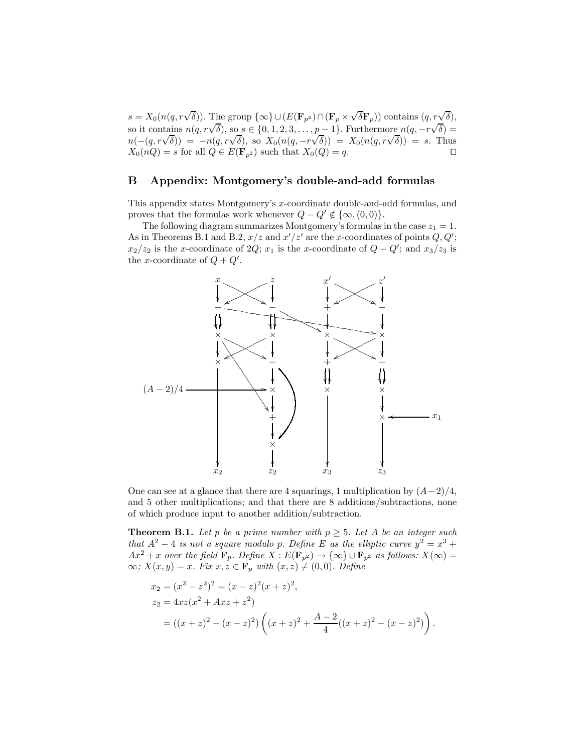$s = X_0(n(q, r\sqrt{\delta}))$. The group $\{\infty\} \cup (E(\mathbf{F}_{p^2}) \cap (\mathbf{F}_p \times \sqrt{\delta}\mathbf{F}_p))$ contains $(q, r\sqrt{\delta})$, so it contains $n(q, r\sqrt{\delta})$, so $s \in \{0, 1, 2, 3, \ldots, p-1\}$. Furthermore $n(q, -r\sqrt{\delta}) = n(-(q, r\sqrt{\delta})) = -n(q, r\sqrt{\delta})$, so $X_0(n(q, -r\sqrt{\delta})) = X_0(n(q, r\sqrt{\delta})) = s$. Thus $X_0(nQ) = s$ for all $Q \in E(\mathbf{F}_{p^2})$ such that $X_0(Q) = q$. □

## B Appendix: Montgomery's double-and-add formulas

This appendix states Montgomery's $x$-coordinate double-and-add formulas, and proves that the formulas work whenever $Q - Q' \notin \{\infty, (0,0)\}$.

The following diagram summarizes Montgomery's formulas in the case $z_1 = 1$. As in Theorems B.1 and B.2, $x/z$ and $x'/z'$ are the $x$-coordinates of points $Q, Q'$; $x_2/z_2$ is the $x$-coordinate of $2Q$; $x_1$ is the $x$-coordinate of $Q - Q'$; and $x_3/z_3$ is the $x$-coordinate of $Q + Q'$.

$x$ $z$ $x'$ $z'$

$(A-2)/4$

$x_1$

$x_2$ $z_2$ $x_3$ $z_3$

One can see at a glance that there are 4 squarings, 1 multiplication by $(A-2)/4$, and 5 other multiplications; and that there are 8 additions/subtractions, none of which produce input to another addition/subtraction.

**Theorem B.1.** *Let $p$ be a prime number with $p \geq 5$. Let $A$ be an integer such that $A^2 - 4$ is not a square modulo $p$. Define $E$ as the elliptic curve $y^2 = x^3 + Ax^2 + x$ over the field $\mathbf{F}_p$. Define $X : E(\mathbf{F}_{p^2}) \to \{\infty\} \cup \mathbf{F}_{p^2}$ as follows: $X(\infty) = \infty$; $X(x, y) = x$. Fix $x, z \in \mathbf{F}_p$ with $(x, z) \neq (0, 0)$. Define*

$$
\begin{aligned}
x_2 &= (x^2 - z^2)^2 = (x-z)^2(x+z)^2, \\
z_2 &= 4xz(x^2 + Axz + z^2) \\
&= ((x+z)^2 - (x-z)^2)\left((x+z)^2 + \frac{A-2}{4}((x+z)^2 - (x-z)^2)\right).
\end{aligned}
$$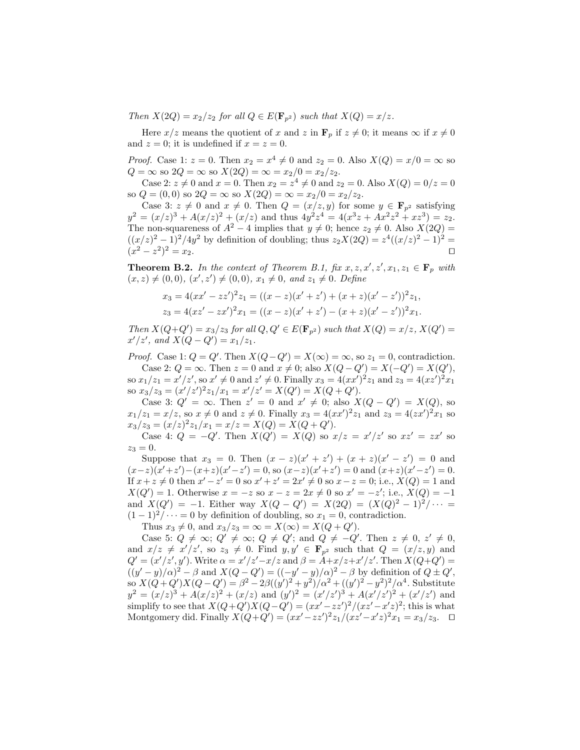*Then* $X(2Q) = x_2/z_2$ *for all* $Q \in E(\mathbf{F}_{p^2})$ *such that* $X(Q) = x/z$.

Here $x/z$ means the quotient of $x$ and $z$ in $\mathbf{F}_p$ if $z \neq 0$; it means $\infty$ if $x \neq 0$ and $z = 0$; it is undefined if $x = z = 0$.

*Proof.* Case 1: $z = 0$. Then $x_2 = x^4 \neq 0$ and $z_2 = 0$. Also $X(Q) = x/0 = \infty$ so $Q = \infty$ so $2Q = \infty$ so $X(2Q) = \infty = x_2/0 = x_2/z_2$.

Case 2: $z \neq 0$ and $x = 0$. Then $x_2 = z^4 \neq 0$ and $z_2 = 0$. Also $X(Q) = 0/z = 0$ so $Q = (0, 0)$ so $2Q = \infty$ so $X(2Q) = \infty = x_2/0 = x_2/z_2$.

Case 3: $z \neq 0$ and $x \neq 0$. Then $Q = (x/z, y)$ for some $y \in \mathbf{F}_{p^2}$ satisfying $y^2 = (x/z)^3 + A(x/z)^2 + (x/z)$ and thus $4y^2z^4 = 4(x^3z + Ax^2z^2 + xz^3) = z_2$. The non-squareness of $A^2 - 4$ implies that $y \neq 0$; hence $z_2 \neq 0$. Also $X(2Q) = ((x/z)^2 - 1)^2/4y^2$ by definition of doubling; thus $z_2X(2Q) = z^4((x/z)^2 - 1)^2 = (x^2 - z^2)^2 = x_2$. □

**Theorem B.2.** *In the context of Theorem B.1, fix* $x, z, x', z', x_1, z_1 \in \mathbf{F}_p$ *with* $(x, z) \neq (0, 0)$, $(x', z') \neq (0, 0)$, $x_1 \neq 0$, *and* $z_1 \neq 0$. *Define*

$$x_3 = 4(xx' - zz')^2 z_1 = ((x - z)(x' + z') + (x + z)(x' - z'))^2 z_1,$$
$$z_3 = 4(xz' - zx')^2 x_1 = ((x - z)(x' + z') - (x + z)(x' - z'))^2 x_1.$$

*Then* $X(Q+Q') = x_3/z_3$ *for all* $Q, Q' \in E(\mathbf{F}_{p^2})$ *such that* $X(Q) = x/z$, $X(Q') = x'/z'$, *and* $X(Q - Q') = x_1/z_1$.

*Proof.* Case 1: $Q = Q'$. Then $X(Q - Q') = X(\infty) = \infty$, so $z_1 = 0$, contradiction.

Case 2: $Q = \infty$. Then $z = 0$ and $x \neq 0$; also $X(Q - Q') = X(-Q') = X(Q')$, so $x_1/z_1 = x'/z'$, so $x' \neq 0$ and $z' \neq 0$. Finally $x_3 = 4(xx')^2z_1$ and $z_3 = 4(xz')^2x_1$ so $x_3/z_3 = (x'/z')^2z_1/x_1 = x'/z' = X(Q') = X(Q + Q')$.

Case 3: $Q' = \infty$. Then $z' = 0$ and $x' \neq 0$; also $X(Q - Q') = X(Q)$, so $x_1/z_1 = x/z$, so $x \neq 0$ and $z \neq 0$. Finally $x_3 = 4(xx')^2z_1$ and $z_3 = 4(zx')^2x_1$ so $x_3/z_3 = (x/z)^2z_1/x_1 = x/z = X(Q) = X(Q + Q')$.

Case 4: $Q = -Q'$. Then $X(Q') = X(Q)$ so $x/z = x'/z'$ so $xz' = zx'$ so $z_3 = 0$.

Suppose that $x_3 = 0$. Then $(x - z)(x' + z') + (x + z)(x' - z') = 0$ and $(x-z)(x'+z')-(x+z)(x'-z') = 0$, so $(x-z)(x'+z') = 0$ and $(x+z)(x'-z') = 0$. If $x+z \neq 0$ then $x'-z' = 0$ so $x'+z' = 2x' \neq 0$ so $x-z = 0$; i.e., $X(Q) = 1$ and $X(Q') = 1$. Otherwise $x = -z$ so $x - z = 2x \neq 0$ so $x' = -z'$; i.e., $X(Q) = -1$ and $X(Q') = -1$. Either way $X(Q - Q') = X(2Q) = (X(Q)^2 - 1)^2/\cdots = (1 - 1)^2/\cdots = 0$ by definition of doubling, so $x_1 = 0$, contradiction.

Thus $x_3 \neq 0$, and $x_3/z_3 = \infty = X(\infty) = X(Q + Q')$.

Case 5: $Q \neq \infty$; $Q' \neq \infty$; $Q \neq Q'$; and $Q \neq -Q'$. Then $z \neq 0$, $z' \neq 0$, and $x/z \neq x'/z'$, so $z_3 \neq 0$. Find $y, y' \in \mathbf{F}_{p^2}$ such that $Q = (x/z, y)$ and $Q' = (x'/z', y')$. Write $\alpha = x'/z' - x/z$ and $\beta = A + x/z + x'/z'$. Then $X(Q+Q') = ((y' - y)/\alpha)^2 - \beta$ and $X(Q - Q') = ((-y' - y)/\alpha)^2 - \beta$ by definition of $Q \pm Q'$, so $X(Q + Q')X(Q - Q') = \beta^2 - 2\beta((y')^2 + y^2)/\alpha^2 + ((y')^2 - y^2)^2/\alpha^4$. Substitute $y^2 = (x/z)^3 + A(x/z)^2 + (x/z)$ and $(y')^2 = (x'/z')^3 + A(x'/z')^2 + (x'/z')$ and simplify to see that $X(Q+Q')X(Q-Q') = (xx'-zz')^2/(xz'-x'z)^2$; this is what Montgomery did. Finally $X(Q+Q') = (xx'-zz')^2z_1/(xz'-x'z)^2x_1 = x_3/z_3$. □